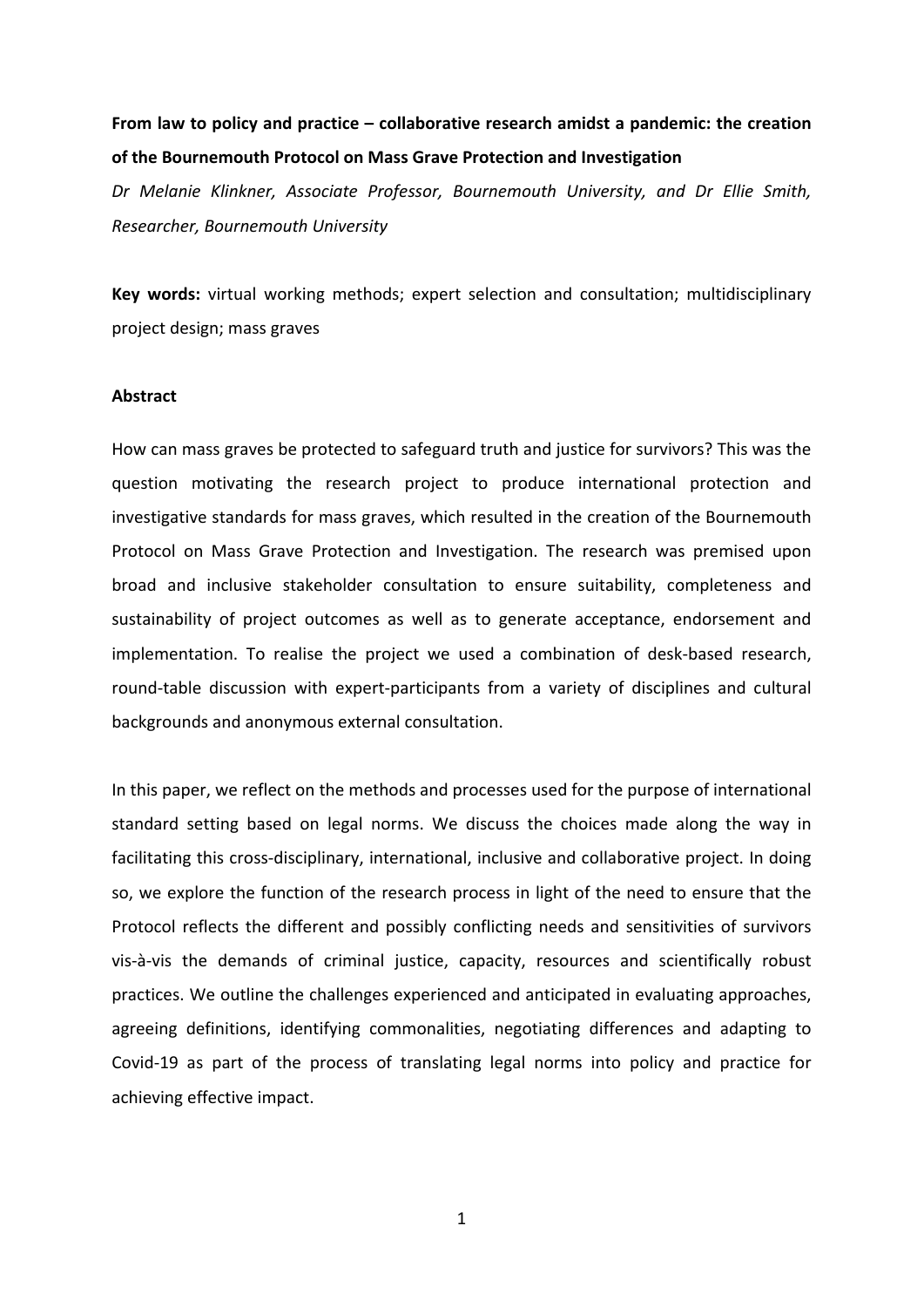**From law to policy and practice – collaborative research amidst a pandemic: the creation of the Bournemouth Protocol on Mass Grave Protection and Investigation**

*Dr Melanie Klinkner, Associate Professor, Bournemouth University, and Dr Ellie Smith, Researcher, Bournemouth University*

**Key words:** virtual working methods; expert selection and consultation; multidisciplinary project design; mass graves

**Abstract**

How can mass graves be protected to safeguard truth and justice for survivors? This was the question motivating the research project to produce international protection and investigative standards for mass graves, which resulted in the creation of the Bournemouth Protocol on Mass Grave Protection and Investigation. The research was premised upon broad and inclusive stakeholder consultation to ensure suitability, completeness and sustainability of project outcomes as well as to generate acceptance, endorsement and implementation. To realise the project we used a combination of desk-based research, round-table discussion with expert-participants from a variety of disciplines and cultural backgrounds and anonymous external consultation.

In this paper, we reflect on the methods and processes used for the purpose of international standard setting based on legal norms. We discuss the choices made along the way in facilitating this cross-disciplinary, international, inclusive and collaborative project. In doing so, we explore the function of the research process in light of the need to ensure that the Protocol reflects the different and possibly conflicting needs and sensitivities of survivors vis-à-vis the demands of criminal justice, capacity, resources and scientifically robust practices. We outline the challenges experienced and anticipated in evaluating approaches, agreeing definitions, identifying commonalities, negotiating differences and adapting to Covid-19 as part of the process of translating legal norms into policy and practice for achieving effective impact.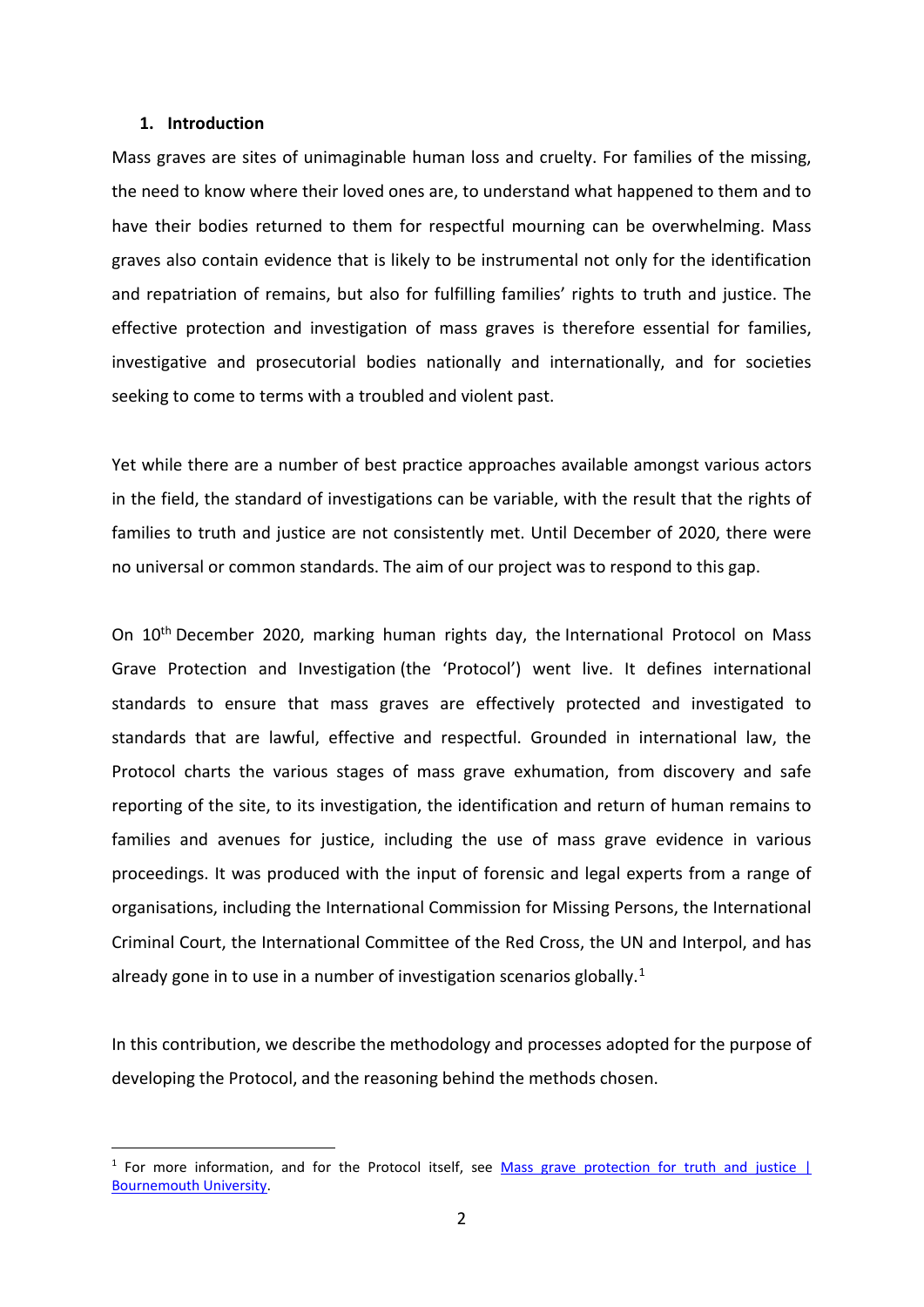## 1. Introduction

Mass graves are sites of unimaginable human loss and cruelty. For families of the missing, the need to know where their loved ones are, to understand what happened to them and to have their bodies returned to them for respectful mourning can be overwhelming. Mass graves also contain evidence that is likely to be instrumental not only for the identification and repatriation of remains, but also for fulfilling families' rights to truth and justice. The effective protection and investigation of mass graves is therefore essential for families, investigative and prosecutorial bodies nationally and internationally, and for societies seeking to come to terms with a troubled and violent past.

Yet while there are a number of best practice approaches available amongst various actors in the field, the standard of investigations can be variable, with the result that the rights of families to truth and justice are not consistently met. Until December of 2020, there were no universal or common standards. The aim of our project was to respond to this gap.

On 10th December 2020, marking human rights day, the International Protocol on Mass Grave Protection and Investigation (the 'Protocol') went live. It defines international standards to ensure that mass graves are effectively protected and investigated to standards that are lawful, effective and respectful. Grounded in international law, the Protocol charts the various stages of mass grave exhumation, from discovery and safe reporting of the site, to its investigation, the identification and return of human remains to families and avenues for justice, including the use of mass grave evidence in various proceedings. It was produced with the input of forensic and legal experts from a range of organisations, including the International Commission for Missing Persons, the International Criminal Court, the International Committee of the Red Cross, the UN and Interpol, and has already gone in to use in a number of investigation scenarios globally.[1]

In this contribution, we describe the methodology and processes adopted for the purpose of developing the Protocol, and the reasoning behind the methods chosen.

[1] For more information, and for the Protocol itself, see [Mass grave protection for truth and justice | Bournemouth University](Mass grave protection for truth and justice | Bournemouth University).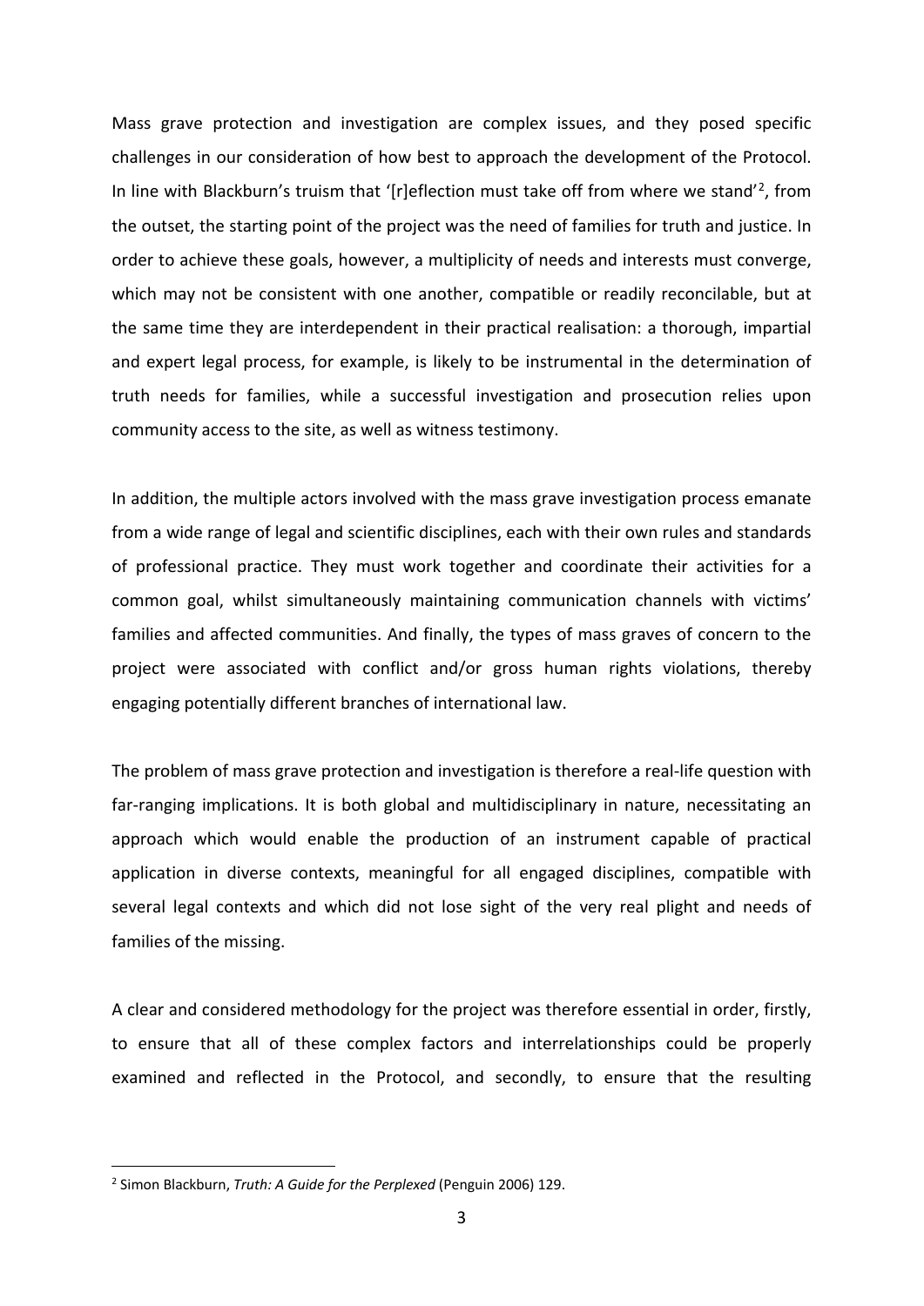Mass grave protection and investigation are complex issues, and they posed specific challenges in our consideration of how best to approach the development of the Protocol. In line with Blackburn's truism that '[r]eflection must take off from where we stand'[2], from the outset, the starting point of the project was the need of families for truth and justice. In order to achieve these goals, however, a multiplicity of needs and interests must converge, which may not be consistent with one another, compatible or readily reconcilable, but at the same time they are interdependent in their practical realisation: a thorough, impartial and expert legal process, for example, is likely to be instrumental in the determination of truth needs for families, while a successful investigation and prosecution relies upon community access to the site, as well as witness testimony.

In addition, the multiple actors involved with the mass grave investigation process emanate from a wide range of legal and scientific disciplines, each with their own rules and standards of professional practice. They must work together and coordinate their activities for a common goal, whilst simultaneously maintaining communication channels with victims' families and affected communities. And finally, the types of mass graves of concern to the project were associated with conflict and/or gross human rights violations, thereby engaging potentially different branches of international law.

The problem of mass grave protection and investigation is therefore a real-life question with far-ranging implications. It is both global and multidisciplinary in nature, necessitating an approach which would enable the production of an instrument capable of practical application in diverse contexts, meaningful for all engaged disciplines, compatible with several legal contexts and which did not lose sight of the very real plight and needs of families of the missing.

A clear and considered methodology for the project was therefore essential in order, firstly, to ensure that all of these complex factors and interrelationships could be properly examined and reflected in the Protocol, and secondly, to ensure that the resulting

[2] Simon Blackburn, *Truth: A Guide for the Perplexed* (Penguin 2006) 129.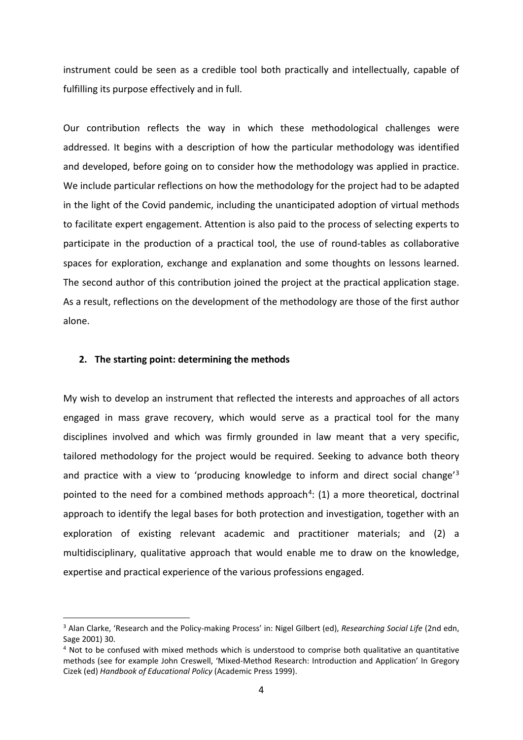instrument could be seen as a credible tool both practically and intellectually, capable of fulfilling its purpose effectively and in full.

Our contribution reflects the way in which these methodological challenges were addressed. It begins with a description of how the particular methodology was identified and developed, before going on to consider how the methodology was applied in practice. We include particular reflections on how the methodology for the project had to be adapted in the light of the Covid pandemic, including the unanticipated adoption of virtual methods to facilitate expert engagement. Attention is also paid to the process of selecting experts to participate in the production of a practical tool, the use of round-tables as collaborative spaces for exploration, exchange and explanation and some thoughts on lessons learned. The second author of this contribution joined the project at the practical application stage. As a result, reflections on the development of the methodology are those of the first author alone.

## 2. The starting point: determining the methods

My wish to develop an instrument that reflected the interests and approaches of all actors engaged in mass grave recovery, which would serve as a practical tool for the many disciplines involved and which was firmly grounded in law meant that a very specific, tailored methodology for the project would be required. Seeking to advance both theory and practice with a view to 'producing knowledge to inform and direct social change'[3] pointed to the need for a combined methods approach[4]: (1) a more theoretical, doctrinal approach to identify the legal bases for both protection and investigation, together with an exploration of existing relevant academic and practitioner materials; and (2) a multidisciplinary, qualitative approach that would enable me to draw on the knowledge, expertise and practical experience of the various professions engaged.

---

[3] Alan Clarke, 'Research and the Policy-making Process' in: Nigel Gilbert (ed), *Researching Social Life* (2nd edn, Sage 2001) 30.

[4] Not to be confused with mixed methods which is understood to comprise both qualitative an quantitative methods (see for example John Creswell, 'Mixed-Method Research: Introduction and Application' In Gregory Cizek (ed) *Handbook of Educational Policy* (Academic Press 1999).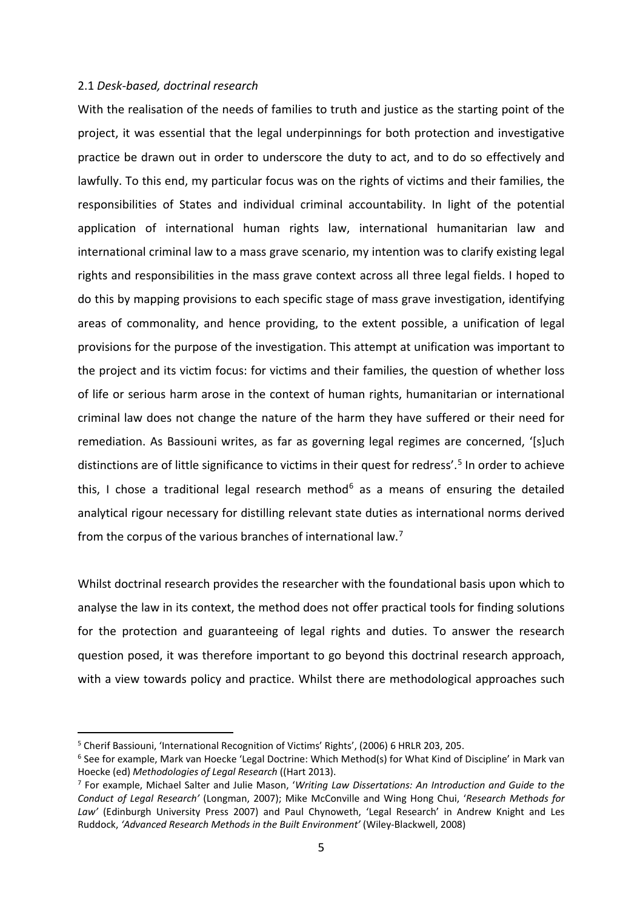### 2.1 *Desk-based, doctrinal research*

With the realisation of the needs of families to truth and justice as the starting point of the project, it was essential that the legal underpinnings for both protection and investigative practice be drawn out in order to underscore the duty to act, and to do so effectively and lawfully. To this end, my particular focus was on the rights of victims and their families, the responsibilities of States and individual criminal accountability. In light of the potential application of international human rights law, international humanitarian law and international criminal law to a mass grave scenario, my intention was to clarify existing legal rights and responsibilities in the mass grave context across all three legal fields. I hoped to do this by mapping provisions to each specific stage of mass grave investigation, identifying areas of commonality, and hence providing, to the extent possible, a unification of legal provisions for the purpose of the investigation. This attempt at unification was important to the project and its victim focus: for victims and their families, the question of whether loss of life or serious harm arose in the context of human rights, humanitarian or international criminal law does not change the nature of the harm they have suffered or their need for remediation. As Bassiouni writes, as far as governing legal regimes are concerned, '[s]uch distinctions are of little significance to victims in their quest for redress'.[5] In order to achieve this, I chose a traditional legal research method[6] as a means of ensuring the detailed analytical rigour necessary for distilling relevant state duties as international norms derived from the corpus of the various branches of international law.[7]

Whilst doctrinal research provides the researcher with the foundational basis upon which to analyse the law in its context, the method does not offer practical tools for finding solutions for the protection and guaranteeing of legal rights and duties. To answer the research question posed, it was therefore important to go beyond this doctrinal research approach, with a view towards policy and practice. Whilst there are methodological approaches such

---

[5] Cherif Bassiouni, 'International Recognition of Victims' Rights', (2006) 6 HRLR 203, 205.

[6] See for example, Mark van Hoecke 'Legal Doctrine: Which Method(s) for What Kind of Discipline' in Mark van Hoecke (ed) *Methodologies of Legal Research* ((Hart 2013).

[7] For example, Michael Salter and Julie Mason, '*Writing Law Dissertations: An Introduction and Guide to the Conduct of Legal Research'* (Longman, 2007); Mike McConville and Wing Hong Chui, '*Research Methods for Law'* (Edinburgh University Press 2007) and Paul Chynoweth, 'Legal Research' in Andrew Knight and Les Ruddock, *'Advanced Research Methods in the Built Environment'* (Wiley-Blackwell, 2008)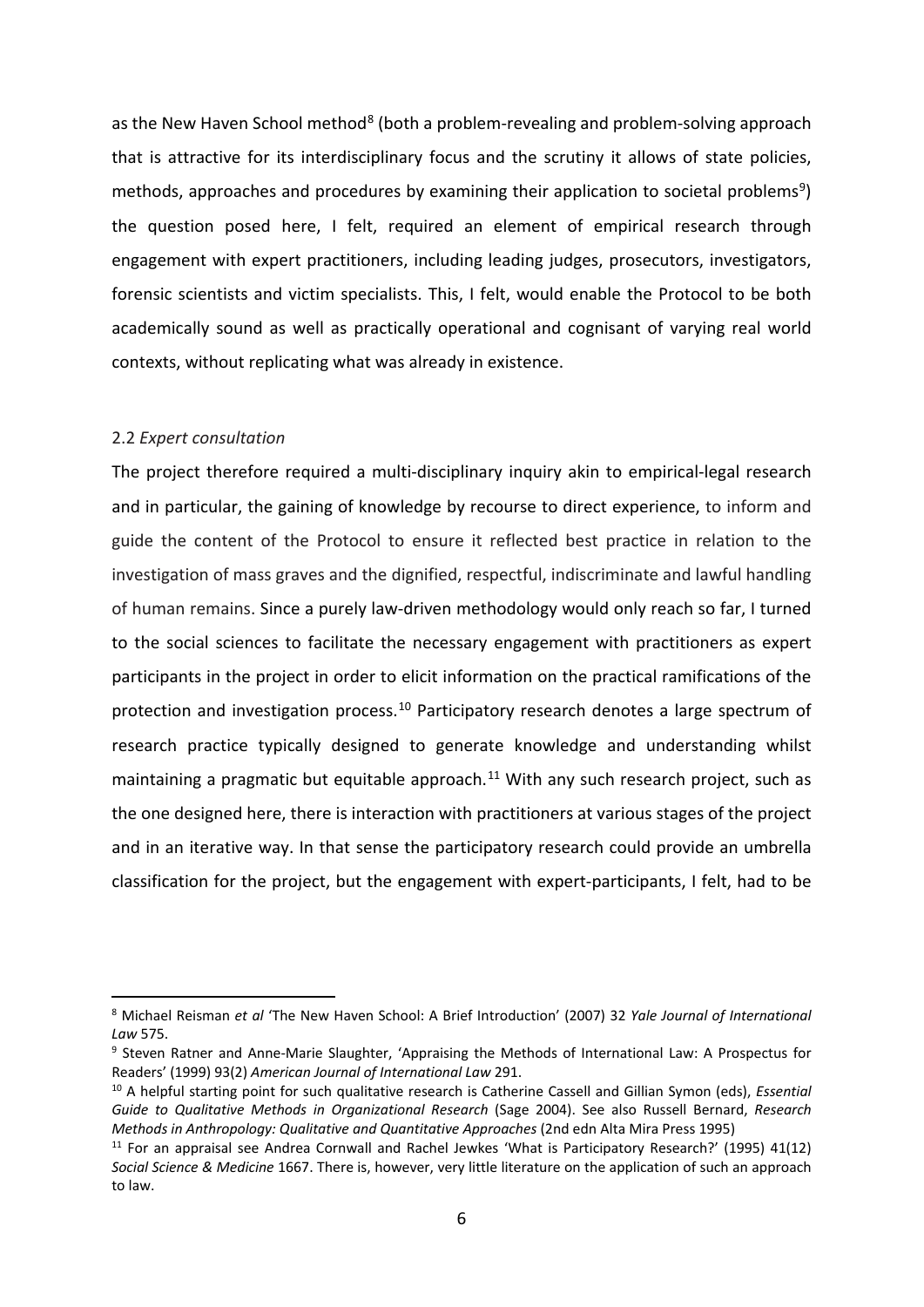as the New Haven School method[8] (both a problem-revealing and problem-solving approach that is attractive for its interdisciplinary focus and the scrutiny it allows of state policies, methods, approaches and procedures by examining their application to societal problems[9]) the question posed here, I felt, required an element of empirical research through engagement with expert practitioners, including leading judges, prosecutors, investigators, forensic scientists and victim specialists. This, I felt, would enable the Protocol to be both academically sound as well as practically operational and cognisant of varying real world contexts, without replicating what was already in existence.

### 2.2 *Expert consultation*

The project therefore required a multi-disciplinary inquiry akin to empirical-legal research and in particular, the gaining of knowledge by recourse to direct experience, to inform and guide the content of the Protocol to ensure it reflected best practice in relation to the investigation of mass graves and the dignified, respectful, indiscriminate and lawful handling of human remains. Since a purely law-driven methodology would only reach so far, I turned to the social sciences to facilitate the necessary engagement with practitioners as expert participants in the project in order to elicit information on the practical ramifications of the protection and investigation process.[10] Participatory research denotes a large spectrum of research practice typically designed to generate knowledge and understanding whilst maintaining a pragmatic but equitable approach.[11] With any such research project, such as the one designed here, there is interaction with practitioners at various stages of the project and in an iterative way. In that sense the participatory research could provide an umbrella classification for the project, but the engagement with expert-participants, I felt, had to be

---

[8] Michael Reisman *et al* 'The New Haven School: A Brief Introduction' (2007) 32 *Yale Journal of International Law* 575.

[9] Steven Ratner and Anne-Marie Slaughter, 'Appraising the Methods of International Law: A Prospectus for Readers' (1999) 93(2) *American Journal of International Law* 291.

[10] A helpful starting point for such qualitative research is Catherine Cassell and Gillian Symon (eds), *Essential Guide to Qualitative Methods in Organizational Research* (Sage 2004). See also Russell Bernard, *Research Methods in Anthropology: Qualitative and Quantitative Approaches* (2nd edn Alta Mira Press 1995)

[11] For an appraisal see Andrea Cornwall and Rachel Jewkes 'What is Participatory Research?' (1995) 41(12) *Social Science & Medicine* 1667. There is, however, very little literature on the application of such an approach to law.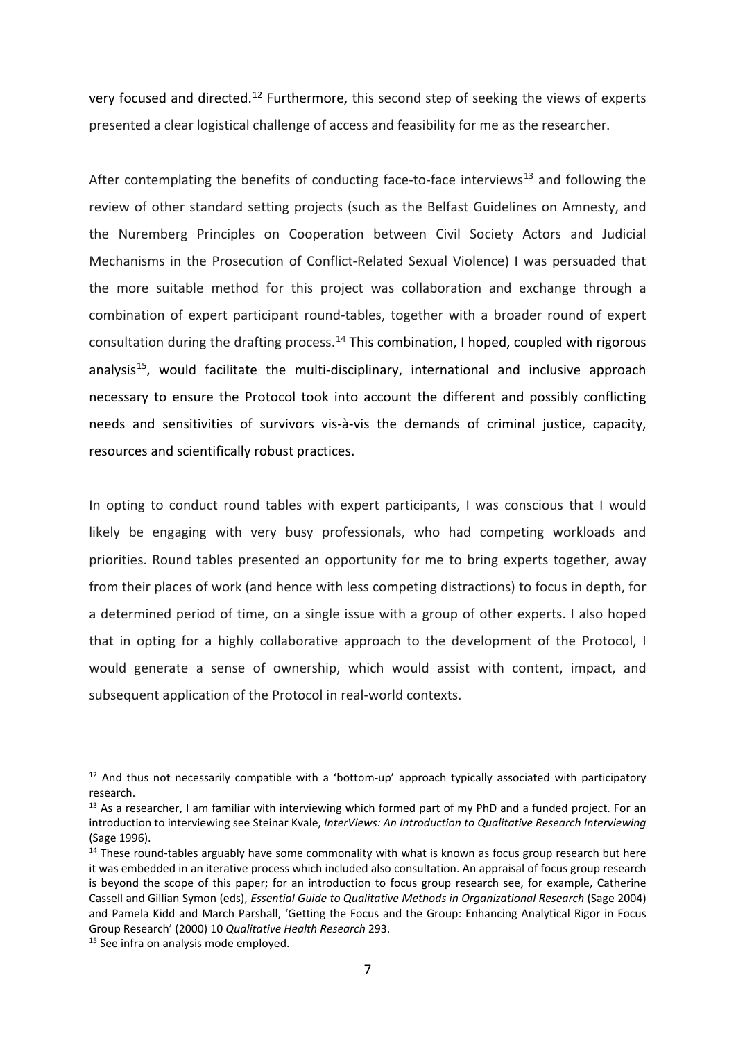very focused and directed.[12] Furthermore, this second step of seeking the views of experts presented a clear logistical challenge of access and feasibility for me as the researcher.

After contemplating the benefits of conducting face-to-face interviews[13] and following the review of other standard setting projects (such as the Belfast Guidelines on Amnesty, and the Nuremberg Principles on Cooperation between Civil Society Actors and Judicial Mechanisms in the Prosecution of Conflict-Related Sexual Violence) I was persuaded that the more suitable method for this project was collaboration and exchange through a combination of expert participant round-tables, together with a broader round of expert consultation during the drafting process.[14] This combination, I hoped, coupled with rigorous analysis[15], would facilitate the multi-disciplinary, international and inclusive approach necessary to ensure the Protocol took into account the different and possibly conflicting needs and sensitivities of survivors vis-à-vis the demands of criminal justice, capacity, resources and scientifically robust practices.

In opting to conduct round tables with expert participants, I was conscious that I would likely be engaging with very busy professionals, who had competing workloads and priorities. Round tables presented an opportunity for me to bring experts together, away from their places of work (and hence with less competing distractions) to focus in depth, for a determined period of time, on a single issue with a group of other experts. I also hoped that in opting for a highly collaborative approach to the development of the Protocol, I would generate a sense of ownership, which would assist with content, impact, and subsequent application of the Protocol in real-world contexts.

---

[12] And thus not necessarily compatible with a 'bottom-up' approach typically associated with participatory research.

[13] As a researcher, I am familiar with interviewing which formed part of my PhD and a funded project. For an introduction to interviewing see Steinar Kvale, *InterViews: An Introduction to Qualitative Research Interviewing* (Sage 1996).

[14] These round-tables arguably have some commonality with what is known as focus group research but here it was embedded in an iterative process which included also consultation. An appraisal of focus group research is beyond the scope of this paper; for an introduction to focus group research see, for example, Catherine Cassell and Gillian Symon (eds), *Essential Guide to Qualitative Methods in Organizational Research* (Sage 2004) and Pamela Kidd and March Parshall, 'Getting the Focus and the Group: Enhancing Analytical Rigor in Focus Group Research' (2000) 10 *Qualitative Health Research* 293.

[15] See infra on analysis mode employed.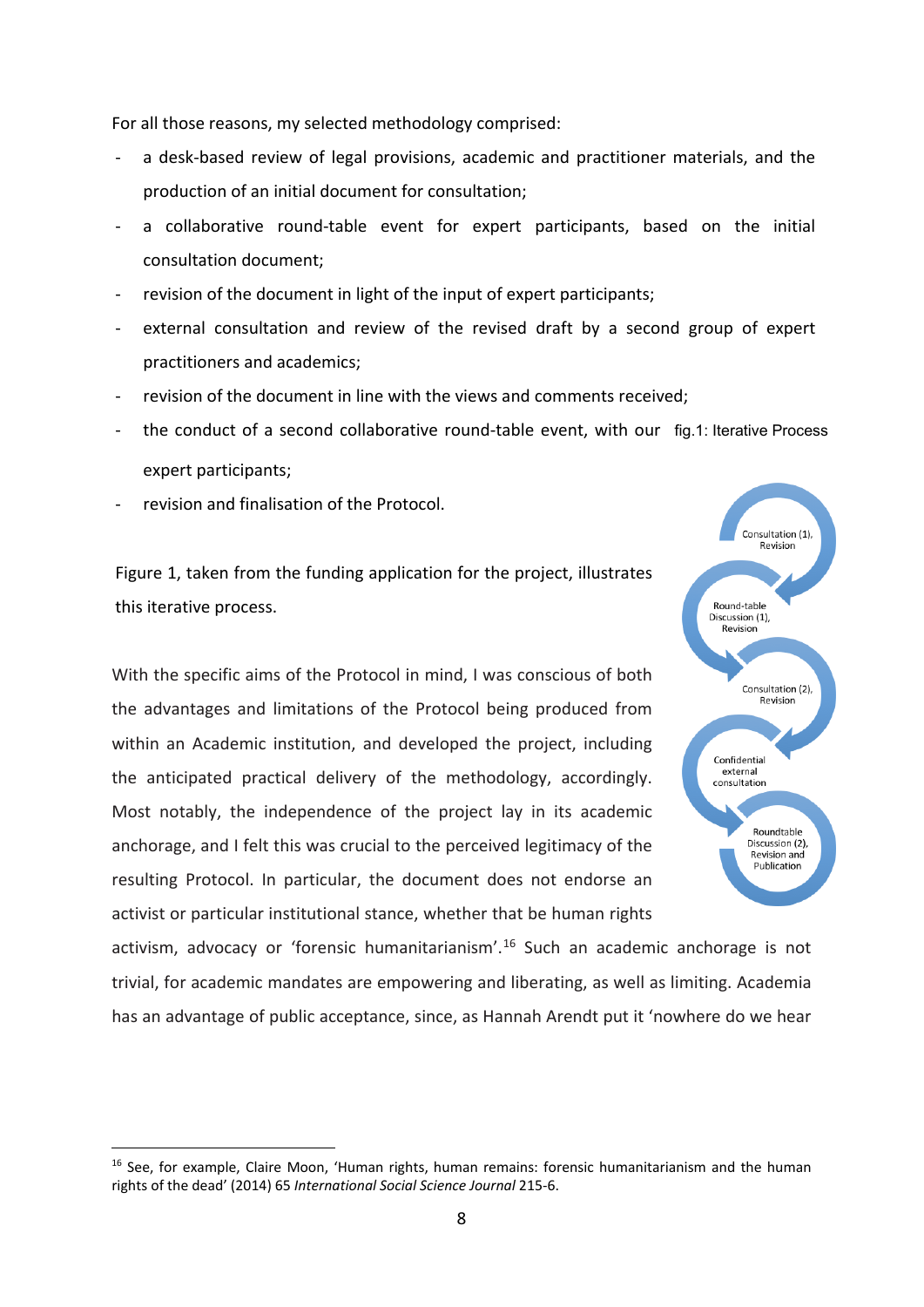For all those reasons, my selected methodology comprised:

- a desk-based review of legal provisions, academic and practitioner materials, and the production of an initial document for consultation;
- a collaborative round-table event for expert participants, based on the initial consultation document;
- revision of the document in light of the input of expert participants;
- external consultation and review of the revised draft by a second group of expert practitioners and academics;
- revision of the document in line with the views and comments received;
- the conduct of a second collaborative round-table event, with our expert participants;
- revision and finalisation of the Protocol.

fig.1: Iterative Process

Consultation (1), Revision

Round-table Discussion (1), Revision

Consultation (2), Revision

Confidential external consultation

Roundtable Discussion (2), Revision and Publication

Figure 1, taken from the funding application for the project, illustrates this iterative process.

With the specific aims of the Protocol in mind, I was conscious of both the advantages and limitations of the Protocol being produced from within an Academic institution, and developed the project, including the anticipated practical delivery of the methodology, accordingly. Most notably, the independence of the project lay in its academic anchorage, and I felt this was crucial to the perceived legitimacy of the resulting Protocol. In particular, the document does not endorse an activist or particular institutional stance, whether that be human rights activism, advocacy or 'forensic humanitarianism'.[16] Such an academic anchorage is not trivial, for academic mandates are empowering and liberating, as well as limiting. Academia has an advantage of public acceptance, since, as Hannah Arendt put it 'nowhere do we hear

[16] See, for example, Claire Moon, 'Human rights, human remains: forensic humanitarianism and the human rights of the dead' (2014) 65 *International Social Science Journal* 215-6.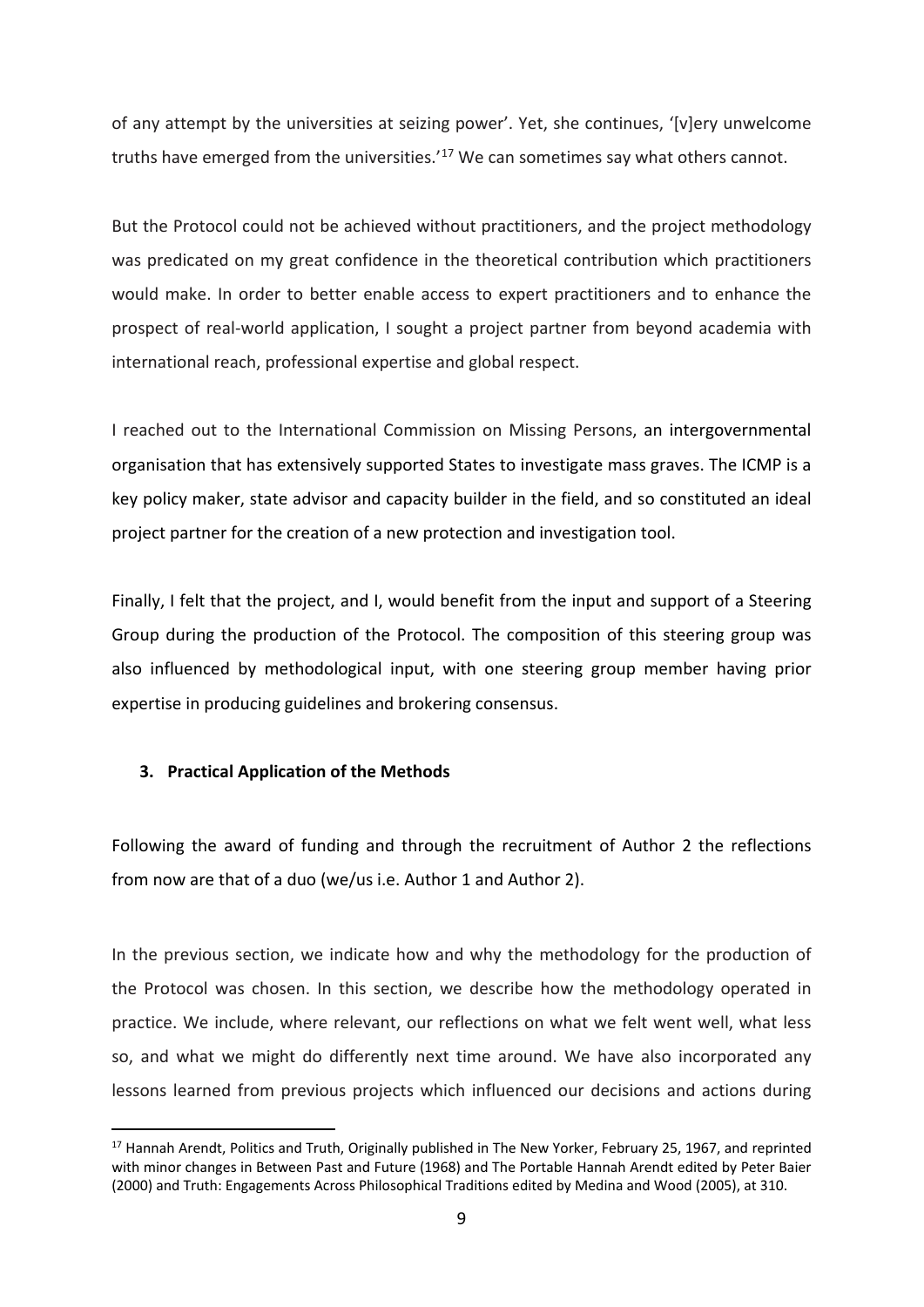of any attempt by the universities at seizing power'. Yet, she continues, '[v]ery unwelcome truths have emerged from the universities.'[17] We can sometimes say what others cannot.

But the Protocol could not be achieved without practitioners, and the project methodology was predicated on my great confidence in the theoretical contribution which practitioners would make. In order to better enable access to expert practitioners and to enhance the prospect of real-world application, I sought a project partner from beyond academia with international reach, professional expertise and global respect.

I reached out to the International Commission on Missing Persons, an intergovernmental organisation that has extensively supported States to investigate mass graves. The ICMP is a key policy maker, state advisor and capacity builder in the field, and so constituted an ideal project partner for the creation of a new protection and investigation tool.

Finally, I felt that the project, and I, would benefit from the input and support of a Steering Group during the production of the Protocol. The composition of this steering group was also influenced by methodological input, with one steering group member having prior expertise in producing guidelines and brokering consensus.

## 3. Practical Application of the Methods

Following the award of funding and through the recruitment of Author 2 the reflections from now are that of a duo (we/us i.e. Author 1 and Author 2).

In the previous section, we indicate how and why the methodology for the production of the Protocol was chosen. In this section, we describe how the methodology operated in practice. We include, where relevant, our reflections on what we felt went well, what less so, and what we might do differently next time around. We have also incorporated any lessons learned from previous projects which influenced our decisions and actions during

[17] Hannah Arendt, Politics and Truth, Originally published in The New Yorker, February 25, 1967, and reprinted with minor changes in Between Past and Future (1968) and The Portable Hannah Arendt edited by Peter Baier (2000) and Truth: Engagements Across Philosophical Traditions edited by Medina and Wood (2005), at 310.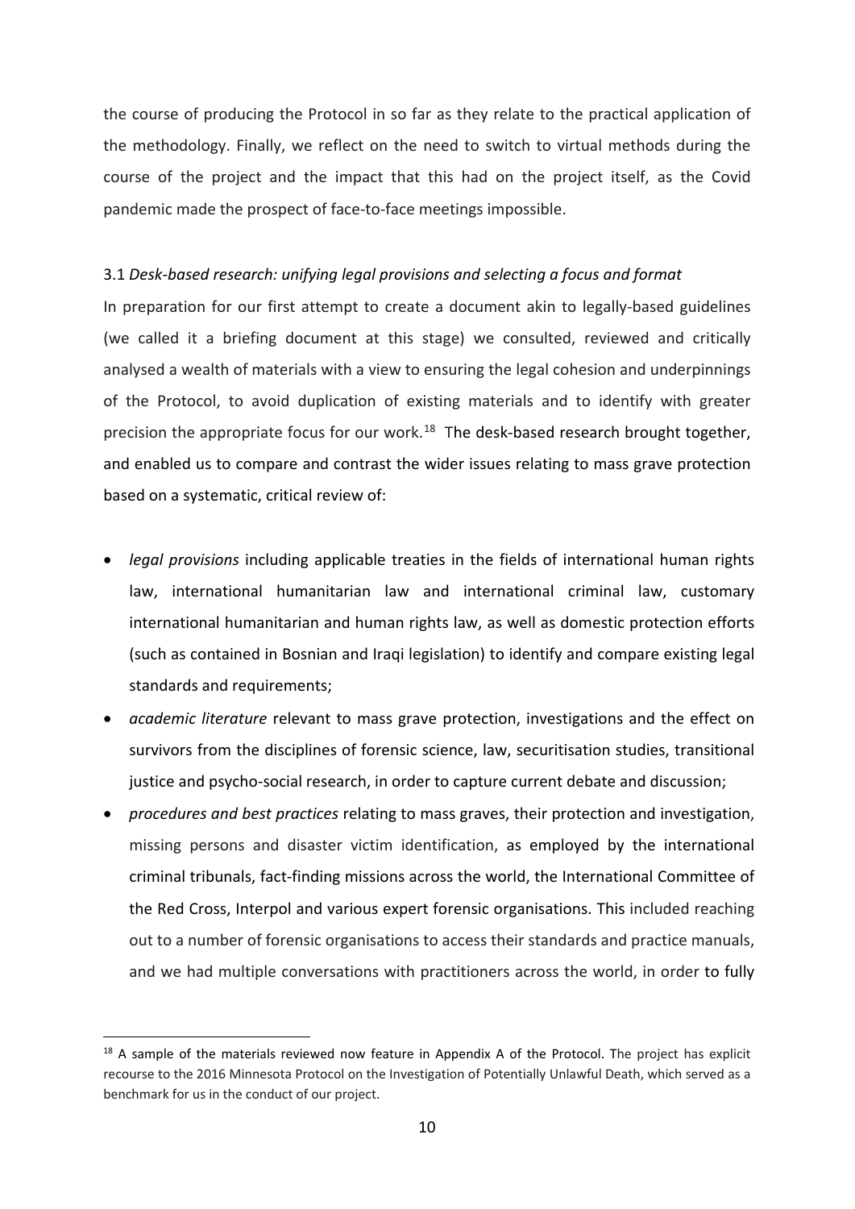the course of producing the Protocol in so far as they relate to the practical application of the methodology. Finally, we reflect on the need to switch to virtual methods during the course of the project and the impact that this had on the project itself, as the Covid pandemic made the prospect of face-to-face meetings impossible.

### 3.1 *Desk-based research: unifying legal provisions and selecting a focus and format*

In preparation for our first attempt to create a document akin to legally-based guidelines (we called it a briefing document at this stage) we consulted, reviewed and critically analysed a wealth of materials with a view to ensuring the legal cohesion and underpinnings of the Protocol, to avoid duplication of existing materials and to identify with greater precision the appropriate focus for our work.[18] The desk-based research brought together, and enabled us to compare and contrast the wider issues relating to mass grave protection based on a systematic, critical review of:

- *legal provisions* including applicable treaties in the fields of international human rights law, international humanitarian law and international criminal law, customary international humanitarian and human rights law, as well as domestic protection efforts (such as contained in Bosnian and Iraqi legislation) to identify and compare existing legal standards and requirements;
- *academic literature* relevant to mass grave protection, investigations and the effect on survivors from the disciplines of forensic science, law, securitisation studies, transitional justice and psycho-social research, in order to capture current debate and discussion;
- *procedures and best practices* relating to mass graves, their protection and investigation, missing persons and disaster victim identification, as employed by the international criminal tribunals, fact-finding missions across the world, the International Committee of the Red Cross, Interpol and various expert forensic organisations. This included reaching out to a number of forensic organisations to access their standards and practice manuals, and we had multiple conversations with practitioners across the world, in order to fully

[18] A sample of the materials reviewed now feature in Appendix A of the Protocol. The project has explicit recourse to the 2016 Minnesota Protocol on the Investigation of Potentially Unlawful Death, which served as a benchmark for us in the conduct of our project.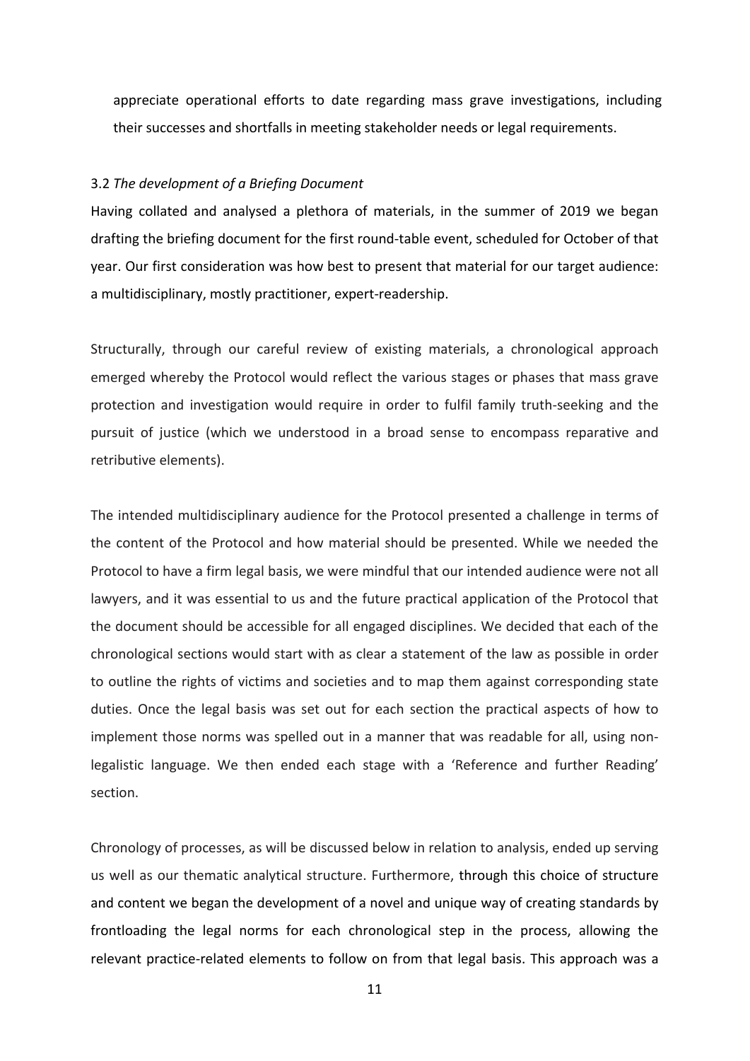appreciate operational efforts to date regarding mass grave investigations, including their successes and shortfalls in meeting stakeholder needs or legal requirements.

### 3.2 *The development of a Briefing Document*

Having collated and analysed a plethora of materials, in the summer of 2019 we began drafting the briefing document for the first round-table event, scheduled for October of that year. Our first consideration was how best to present that material for our target audience: a multidisciplinary, mostly practitioner, expert-readership.

Structurally, through our careful review of existing materials, a chronological approach emerged whereby the Protocol would reflect the various stages or phases that mass grave protection and investigation would require in order to fulfil family truth-seeking and the pursuit of justice (which we understood in a broad sense to encompass reparative and retributive elements).

The intended multidisciplinary audience for the Protocol presented a challenge in terms of the content of the Protocol and how material should be presented. While we needed the Protocol to have a firm legal basis, we were mindful that our intended audience were not all lawyers, and it was essential to us and the future practical application of the Protocol that the document should be accessible for all engaged disciplines. We decided that each of the chronological sections would start with as clear a statement of the law as possible in order to outline the rights of victims and societies and to map them against corresponding state duties. Once the legal basis was set out for each section the practical aspects of how to implement those norms was spelled out in a manner that was readable for all, using non-legalistic language. We then ended each stage with a 'Reference and further Reading' section.

Chronology of processes, as will be discussed below in relation to analysis, ended up serving us well as our thematic analytical structure. Furthermore, through this choice of structure and content we began the development of a novel and unique way of creating standards by frontloading the legal norms for each chronological step in the process, allowing the relevant practice-related elements to follow on from that legal basis. This approach was a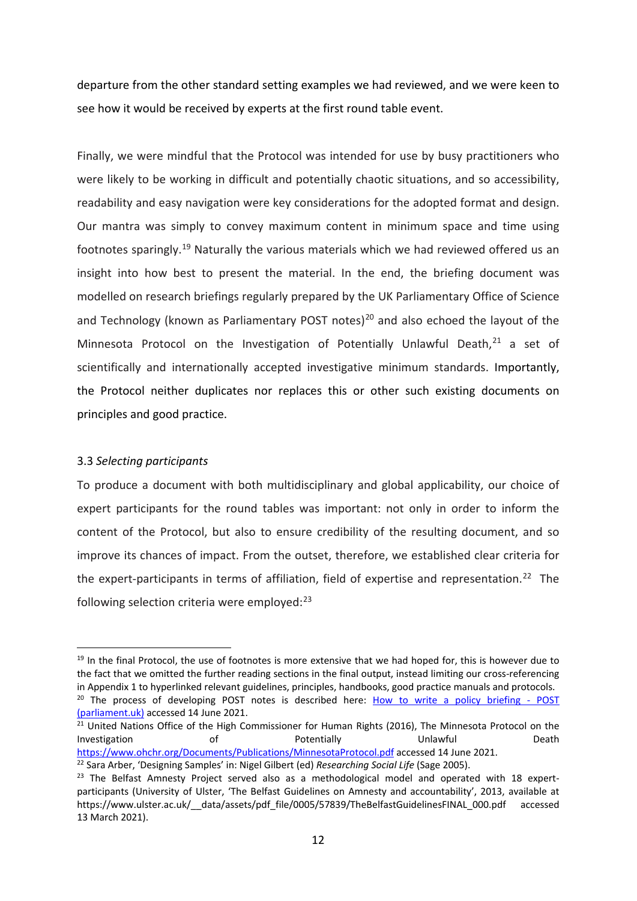departure from the other standard setting examples we had reviewed, and we were keen to see how it would be received by experts at the first round table event.

Finally, we were mindful that the Protocol was intended for use by busy practitioners who were likely to be working in difficult and potentially chaotic situations, and so accessibility, readability and easy navigation were key considerations for the adopted format and design. Our mantra was simply to convey maximum content in minimum space and time using footnotes sparingly.[19] Naturally the various materials which we had reviewed offered us an insight into how best to present the material. In the end, the briefing document was modelled on research briefings regularly prepared by the UK Parliamentary Office of Science and Technology (known as Parliamentary POST notes)[20] and also echoed the layout of the Minnesota Protocol on the Investigation of Potentially Unlawful Death,[21] a set of scientifically and internationally accepted investigative minimum standards. Importantly, the Protocol neither duplicates nor replaces this or other such existing documents on principles and good practice.

### 3.3 *Selecting participants*

To produce a document with both multidisciplinary and global applicability, our choice of expert participants for the round tables was important: not only in order to inform the content of the Protocol, but also to ensure credibility of the resulting document, and so improve its chances of impact. From the outset, therefore, we established clear criteria for the expert-participants in terms of affiliation, field of expertise and representation.[22] The following selection criteria were employed:[23]

---

[19] In the final Protocol, the use of footnotes is more extensive that we had hoped for, this is however due to the fact that we omitted the further reading sections in the final output, instead limiting our cross-referencing in Appendix 1 to hyperlinked relevant guidelines, principles, handbooks, good practice manuals and protocols.

[20] The process of developing POST notes is described here: [How to write a policy briefing - POST (parliament.uk)](How to write a policy briefing - POST (parliament.uk)) accessed 14 June 2021.

[21] United Nations Office of the High Commissioner for Human Rights (2016), The Minnesota Protocol on the Investigation of Potentially Unlawful Death https://www.ohchr.org/Documents/Publications/MinnesotaProtocol.pdf accessed 14 June 2021.

[22] Sara Arber, 'Designing Samples' in: Nigel Gilbert (ed) *Researching Social Life* (Sage 2005).

[23] The Belfast Amnesty Project served also as a methodological model and operated with 18 expert-participants (University of Ulster, 'The Belfast Guidelines on Amnesty and accountability', 2013, available at https://www.ulster.ac.uk/__data/assets/pdf_file/0005/57839/TheBelfastGuidelinesFINAL_000.pdf accessed 13 March 2021).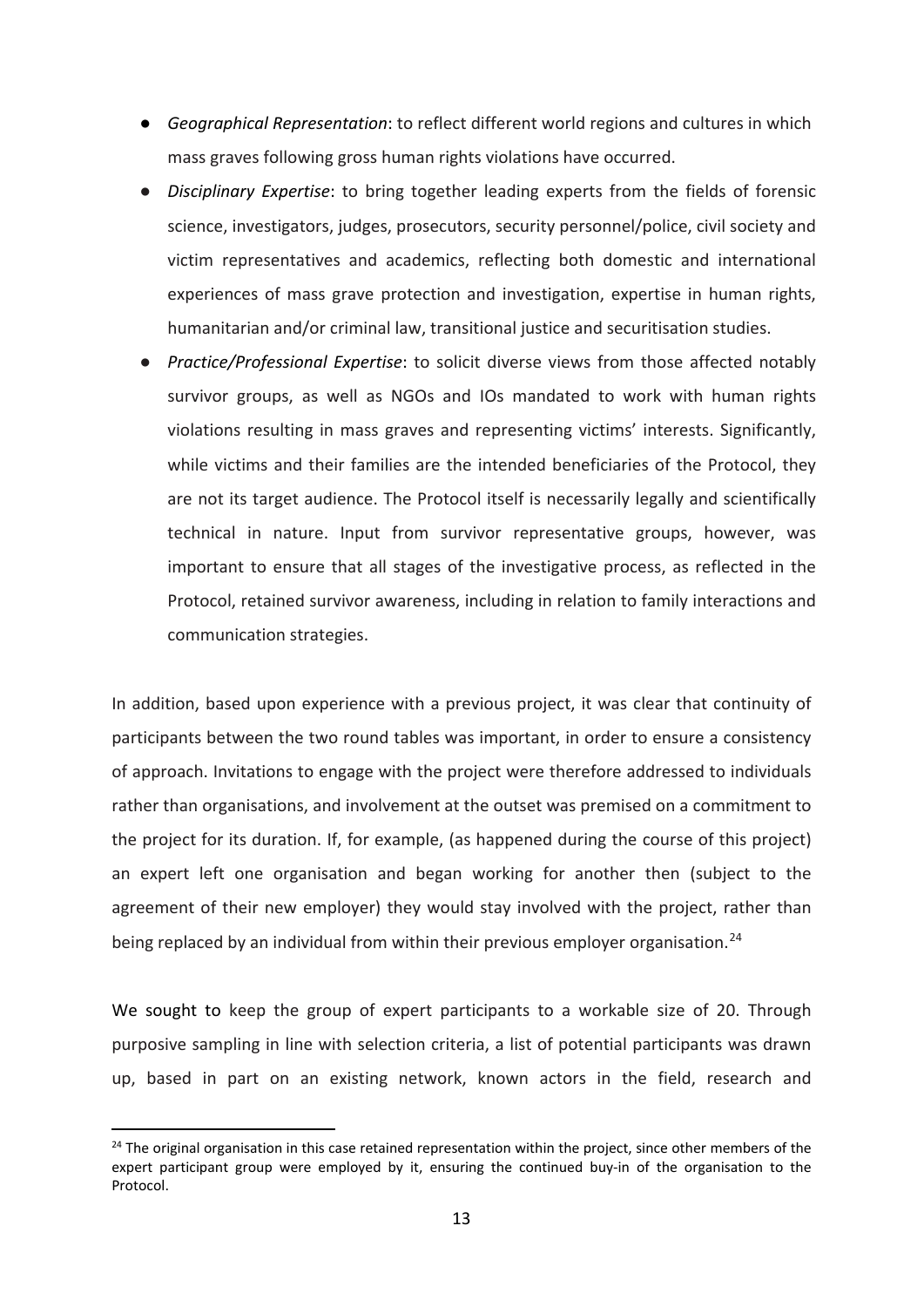- *Geographical Representation*: to reflect different world regions and cultures in which mass graves following gross human rights violations have occurred.
- *Disciplinary Expertise*: to bring together leading experts from the fields of forensic science, investigators, judges, prosecutors, security personnel/police, civil society and victim representatives and academics, reflecting both domestic and international experiences of mass grave protection and investigation, expertise in human rights, humanitarian and/or criminal law, transitional justice and securitisation studies.
- *Practice/Professional Expertise*: to solicit diverse views from those affected notably survivor groups, as well as NGOs and IOs mandated to work with human rights violations resulting in mass graves and representing victims' interests. Significantly, while victims and their families are the intended beneficiaries of the Protocol, they are not its target audience. The Protocol itself is necessarily legally and scientifically technical in nature. Input from survivor representative groups, however, was important to ensure that all stages of the investigative process, as reflected in the Protocol, retained survivor awareness, including in relation to family interactions and communication strategies.

In addition, based upon experience with a previous project, it was clear that continuity of participants between the two round tables was important, in order to ensure a consistency of approach. Invitations to engage with the project were therefore addressed to individuals rather than organisations, and involvement at the outset was premised on a commitment to the project for its duration. If, for example, (as happened during the course of this project) an expert left one organisation and began working for another then (subject to the agreement of their new employer) they would stay involved with the project, rather than being replaced by an individual from within their previous employer organisation.[24]

We sought to keep the group of expert participants to a workable size of 20. Through purposive sampling in line with selection criteria, a list of potential participants was drawn up, based in part on an existing network, known actors in the field, research and

[24] The original organisation in this case retained representation within the project, since other members of the expert participant group were employed by it, ensuring the continued buy-in of the organisation to the Protocol.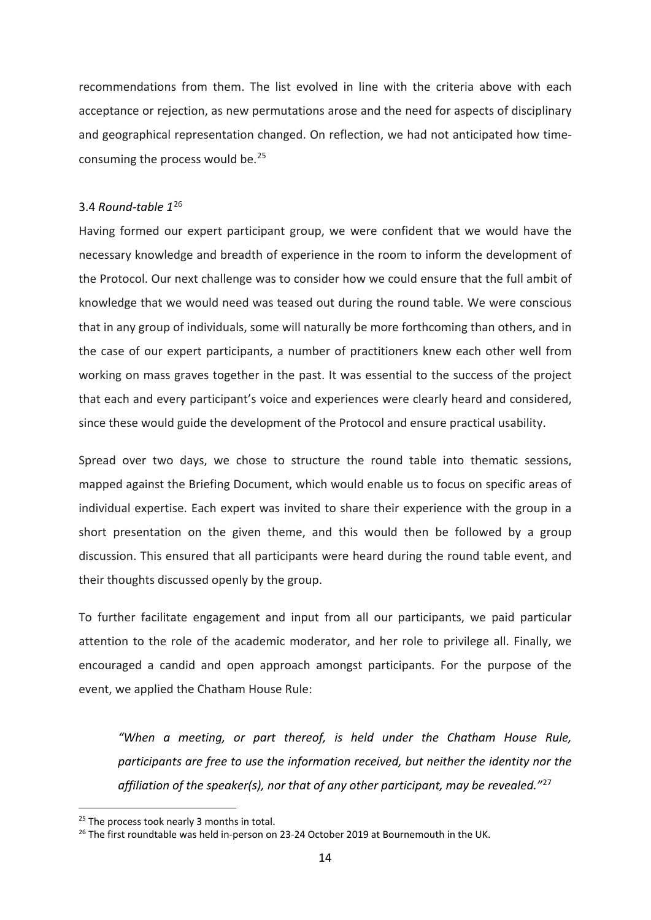recommendations from them. The list evolved in line with the criteria above with each acceptance or rejection, as new permutations arose and the need for aspects of disciplinary and geographical representation changed. On reflection, we had not anticipated how time-consuming the process would be.[25]

### 3.4 *Round-table 1*[26]

Having formed our expert participant group, we were confident that we would have the necessary knowledge and breadth of experience in the room to inform the development of the Protocol. Our next challenge was to consider how we could ensure that the full ambit of knowledge that we would need was teased out during the round table. We were conscious that in any group of individuals, some will naturally be more forthcoming than others, and in the case of our expert participants, a number of practitioners knew each other well from working on mass graves together in the past. It was essential to the success of the project that each and every participant's voice and experiences were clearly heard and considered, since these would guide the development of the Protocol and ensure practical usability.

Spread over two days, we chose to structure the round table into thematic sessions, mapped against the Briefing Document, which would enable us to focus on specific areas of individual expertise. Each expert was invited to share their experience with the group in a short presentation on the given theme, and this would then be followed by a group discussion. This ensured that all participants were heard during the round table event, and their thoughts discussed openly by the group.

To further facilitate engagement and input from all our participants, we paid particular attention to the role of the academic moderator, and her role to privilege all. Finally, we encouraged a candid and open approach amongst participants. For the purpose of the event, we applied the Chatham House Rule:

> *"When a meeting, or part thereof, is held under the Chatham House Rule, participants are free to use the information received, but neither the identity nor the affiliation of the speaker(s), nor that of any other participant, may be revealed."*[27]

---

[25] The process took nearly 3 months in total.

[26] The first roundtable was held in-person on 23-24 October 2019 at Bournemouth in the UK.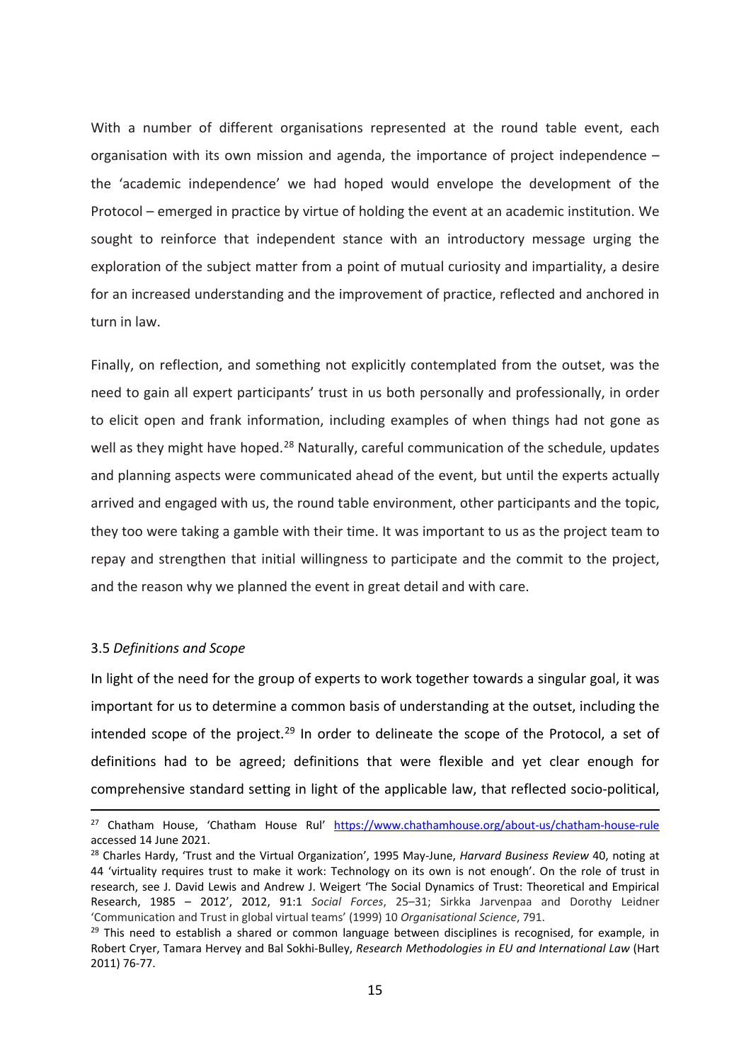With a number of different organisations represented at the round table event, each organisation with its own mission and agenda, the importance of project independence – the 'academic independence' we had hoped would envelope the development of the Protocol – emerged in practice by virtue of holding the event at an academic institution. We sought to reinforce that independent stance with an introductory message urging the exploration of the subject matter from a point of mutual curiosity and impartiality, a desire for an increased understanding and the improvement of practice, reflected and anchored in turn in law.

Finally, on reflection, and something not explicitly contemplated from the outset, was the need to gain all expert participants' trust in us both personally and professionally, in order to elicit open and frank information, including examples of when things had not gone as well as they might have hoped.[28] Naturally, careful communication of the schedule, updates and planning aspects were communicated ahead of the event, but until the experts actually arrived and engaged with us, the round table environment, other participants and the topic, they too were taking a gamble with their time. It was important to us as the project team to repay and strengthen that initial willingness to participate and the commit to the project, and the reason why we planned the event in great detail and with care.

### 3.5 *Definitions and Scope*

In light of the need for the group of experts to work together towards a singular goal, it was important for us to determine a common basis of understanding at the outset, including the intended scope of the project.[29] In order to delineate the scope of the Protocol, a set of definitions had to be agreed; definitions that were flexible and yet clear enough for comprehensive standard setting in light of the applicable law, that reflected socio-political,

---

[27] Chatham House, 'Chatham House Rul' https://www.chathamhouse.org/about-us/chatham-house-rule accessed 14 June 2021.

[28] Charles Hardy, 'Trust and the Virtual Organization', 1995 May-June, *Harvard Business Review* 40, noting at 44 'virtuality requires trust to make it work: Technology on its own is not enough'. On the role of trust in research, see J. David Lewis and Andrew J. Weigert 'The Social Dynamics of Trust: Theoretical and Empirical Research, 1985 – 2012', 2012, 91:1 *Social Forces*, 25–31; Sirkka Jarvenpaa and Dorothy Leidner 'Communication and Trust in global virtual teams' (1999) 10 *Organisational Science*, 791.

[29] This need to establish a shared or common language between disciplines is recognised, for example, in Robert Cryer, Tamara Hervey and Bal Sokhi-Bulley, *Research Methodologies in EU and International Law* (Hart 2011) 76-77.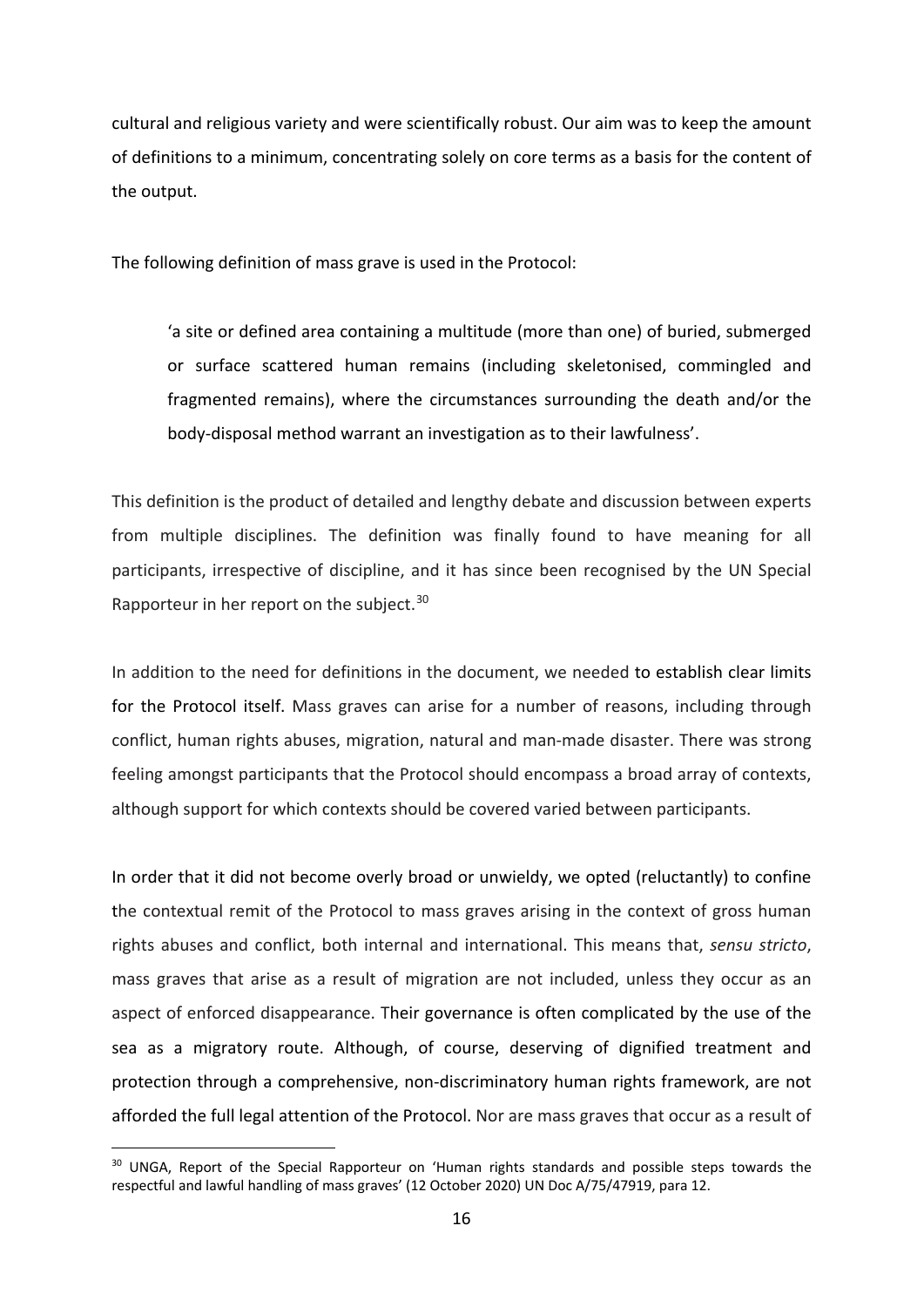cultural and religious variety and were scientifically robust. Our aim was to keep the amount of definitions to a minimum, concentrating solely on core terms as a basis for the content of the output.

The following definition of mass grave is used in the Protocol:

> 'a site or defined area containing a multitude (more than one) of buried, submerged or surface scattered human remains (including skeletonised, commingled and fragmented remains), where the circumstances surrounding the death and/or the body-disposal method warrant an investigation as to their lawfulness'.

This definition is the product of detailed and lengthy debate and discussion between experts from multiple disciplines. The definition was finally found to have meaning for all participants, irrespective of discipline, and it has since been recognised by the UN Special Rapporteur in her report on the subject.[30]

In addition to the need for definitions in the document, we needed to establish clear limits for the Protocol itself. Mass graves can arise for a number of reasons, including through conflict, human rights abuses, migration, natural and man-made disaster. There was strong feeling amongst participants that the Protocol should encompass a broad array of contexts, although support for which contexts should be covered varied between participants.

In order that it did not become overly broad or unwieldy, we opted (reluctantly) to confine the contextual remit of the Protocol to mass graves arising in the context of gross human rights abuses and conflict, both internal and international. This means that, *sensu stricto*, mass graves that arise as a result of migration are not included, unless they occur as an aspect of enforced disappearance. Their governance is often complicated by the use of the sea as a migratory route. Although, of course, deserving of dignified treatment and protection through a comprehensive, non-discriminatory human rights framework, are not afforded the full legal attention of the Protocol. Nor are mass graves that occur as a result of

---

[30] UNGA, Report of the Special Rapporteur on 'Human rights standards and possible steps towards the respectful and lawful handling of mass graves' (12 October 2020) UN Doc A/75/47919, para 12.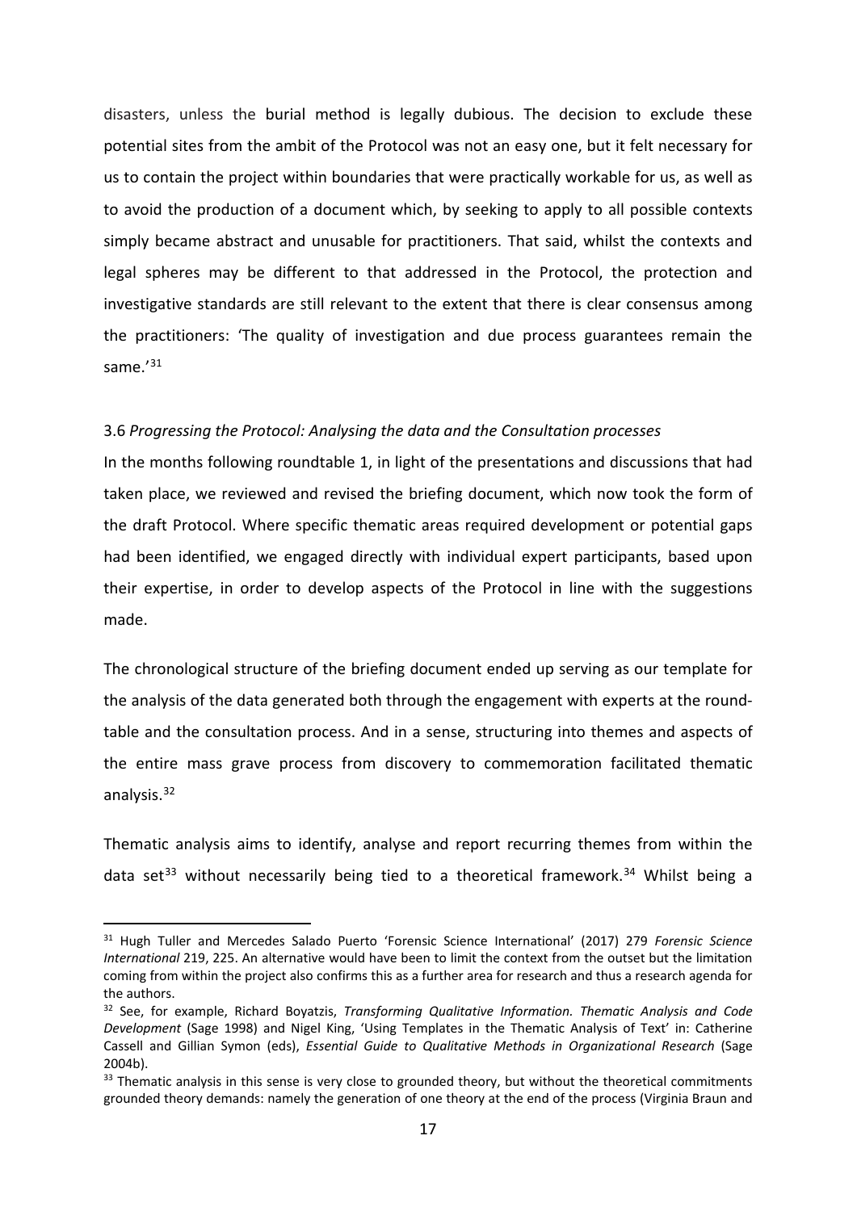disasters, unless the burial method is legally dubious. The decision to exclude these potential sites from the ambit of the Protocol was not an easy one, but it felt necessary for us to contain the project within boundaries that were practically workable for us, as well as to avoid the production of a document which, by seeking to apply to all possible contexts simply became abstract and unusable for practitioners. That said, whilst the contexts and legal spheres may be different to that addressed in the Protocol, the protection and investigative standards are still relevant to the extent that there is clear consensus among the practitioners: 'The quality of investigation and due process guarantees remain the same.'[31]

### 3.6 *Progressing the Protocol: Analysing the data and the Consultation processes*

In the months following roundtable 1, in light of the presentations and discussions that had taken place, we reviewed and revised the briefing document, which now took the form of the draft Protocol. Where specific thematic areas required development or potential gaps had been identified, we engaged directly with individual expert participants, based upon their expertise, in order to develop aspects of the Protocol in line with the suggestions made.

The chronological structure of the briefing document ended up serving as our template for the analysis of the data generated both through the engagement with experts at the round-table and the consultation process. And in a sense, structuring into themes and aspects of the entire mass grave process from discovery to commemoration facilitated thematic analysis.[32]

Thematic analysis aims to identify, analyse and report recurring themes from within the data set[33] without necessarily being tied to a theoretical framework.[34] Whilst being a

---

[31] Hugh Tuller and Mercedes Salado Puerto 'Forensic Science International' (2017) 279 *Forensic Science International* 219, 225. An alternative would have been to limit the context from the outset but the limitation coming from within the project also confirms this as a further area for research and thus a research agenda for the authors.

[32] See, for example, Richard Boyatzis, *Transforming Qualitative Information. Thematic Analysis and Code Development* (Sage 1998) and Nigel King, 'Using Templates in the Thematic Analysis of Text' in: Catherine Cassell and Gillian Symon (eds), *Essential Guide to Qualitative Methods in Organizational Research* (Sage 2004b).

[33] Thematic analysis in this sense is very close to grounded theory, but without the theoretical commitments grounded theory demands: namely the generation of one theory at the end of the process (Virginia Braun and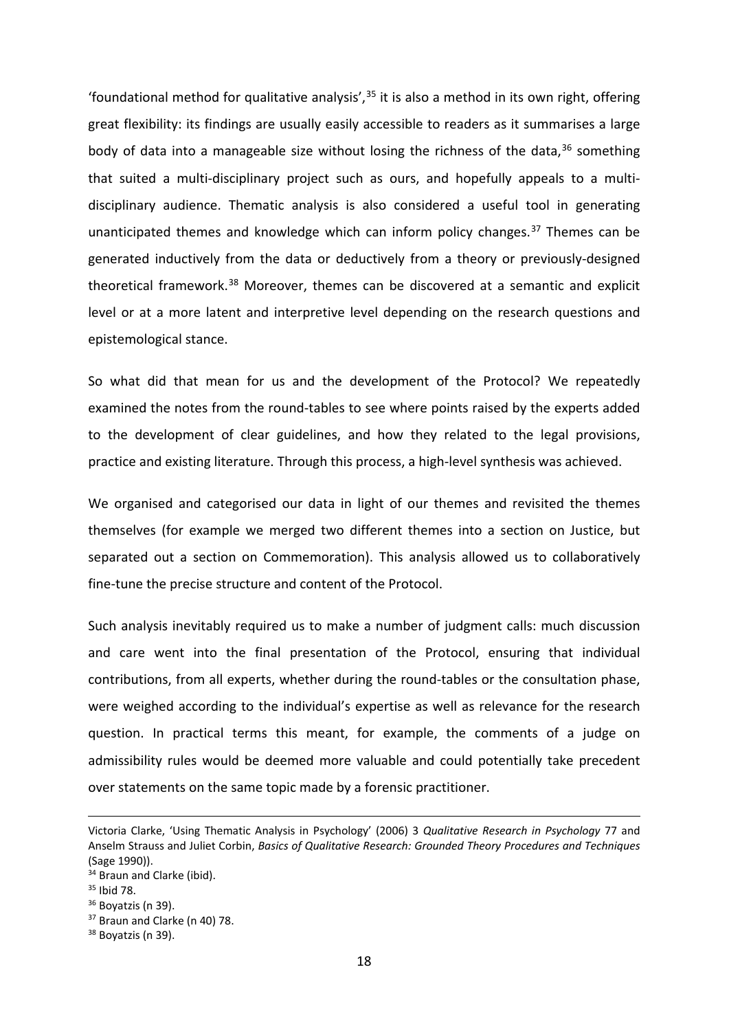'foundational method for qualitative analysis',[35] it is also a method in its own right, offering great flexibility: its findings are usually easily accessible to readers as it summarises a large body of data into a manageable size without losing the richness of the data,[36] something that suited a multi-disciplinary project such as ours, and hopefully appeals to a multi-disciplinary audience. Thematic analysis is also considered a useful tool in generating unanticipated themes and knowledge which can inform policy changes.[37] Themes can be generated inductively from the data or deductively from a theory or previously-designed theoretical framework.[38] Moreover, themes can be discovered at a semantic and explicit level or at a more latent and interpretive level depending on the research questions and epistemological stance.

So what did that mean for us and the development of the Protocol? We repeatedly examined the notes from the round-tables to see where points raised by the experts added to the development of clear guidelines, and how they related to the legal provisions, practice and existing literature. Through this process, a high-level synthesis was achieved.

We organised and categorised our data in light of our themes and revisited the themes themselves (for example we merged two different themes into a section on Justice, but separated out a section on Commemoration). This analysis allowed us to collaboratively fine-tune the precise structure and content of the Protocol.

Such analysis inevitably required us to make a number of judgment calls: much discussion and care went into the final presentation of the Protocol, ensuring that individual contributions, from all experts, whether during the round-tables or the consultation phase, were weighed according to the individual's expertise as well as relevance for the research question. In practical terms this meant, for example, the comments of a judge on admissibility rules would be deemed more valuable and could potentially take precedent over statements on the same topic made by a forensic practitioner.

---

Victoria Clarke, 'Using Thematic Analysis in Psychology' (2006) 3 *Qualitative Research in Psychology* 77 and Anselm Strauss and Juliet Corbin, *Basics of Qualitative Research: Grounded Theory Procedures and Techniques* (Sage 1990)).

[34] Braun and Clarke (ibid).

[35] Ibid 78.

[36] Boyatzis (n 39).

[37] Braun and Clarke (n 40) 78.

[38] Boyatzis (n 39).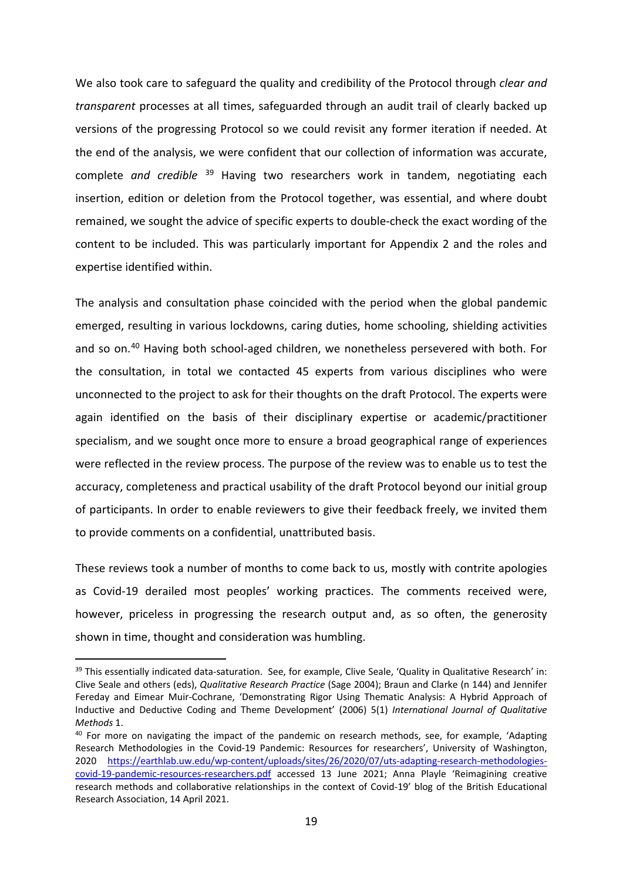We also took care to safeguard the quality and credibility of the Protocol through *clear and transparent* processes at all times, safeguarded through an audit trail of clearly backed up versions of the progressing Protocol so we could revisit any former iteration if needed. At the end of the analysis, we were confident that our collection of information was accurate, complete *and credible* [39] Having two researchers work in tandem, negotiating each insertion, edition or deletion from the Protocol together, was essential, and where doubt remained, we sought the advice of specific experts to double-check the exact wording of the content to be included. This was particularly important for Appendix 2 and the roles and expertise identified within.

The analysis and consultation phase coincided with the period when the global pandemic emerged, resulting in various lockdowns, caring duties, home schooling, shielding activities and so on.[40] Having both school-aged children, we nonetheless persevered with both. For the consultation, in total we contacted 45 experts from various disciplines who were unconnected to the project to ask for their thoughts on the draft Protocol. The experts were again identified on the basis of their disciplinary expertise or academic/practitioner specialism, and we sought once more to ensure a broad geographical range of experiences were reflected in the review process. The purpose of the review was to enable us to test the accuracy, completeness and practical usability of the draft Protocol beyond our initial group of participants. In order to enable reviewers to give their feedback freely, we invited them to provide comments on a confidential, unattributed basis.

These reviews took a number of months to come back to us, mostly with contrite apologies as Covid-19 derailed most peoples' working practices. The comments received were, however, priceless in progressing the research output and, as so often, the generosity shown in time, thought and consideration was humbling.

---

[39] This essentially indicated data-saturation. See, for example, Clive Seale, 'Quality in Qualitative Research' in: Clive Seale and others (eds), *Qualitative Research Practice* (Sage 2004); Braun and Clarke (n 144) and Jennifer Fereday and Eimear Muir-Cochrane, 'Demonstrating Rigor Using Thematic Analysis: A Hybrid Approach of Inductive and Deductive Coding and Theme Development' (2006) 5(1) *International Journal of Qualitative Methods* 1.

[40] For more on navigating the impact of the pandemic on research methods, see, for example, 'Adapting Research Methodologies in the Covid-19 Pandemic: Resources for researchers', University of Washington, 2020 https://earthlab.uw.edu/wp-content/uploads/sites/26/2020/07/uts-adapting-research-methodologies-covid-19-pandemic-resources-researchers.pdf accessed 13 June 2021; Anna Playle 'Reimagining creative research methods and collaborative relationships in the context of Covid-19' blog of the British Educational Research Association, 14 April 2021.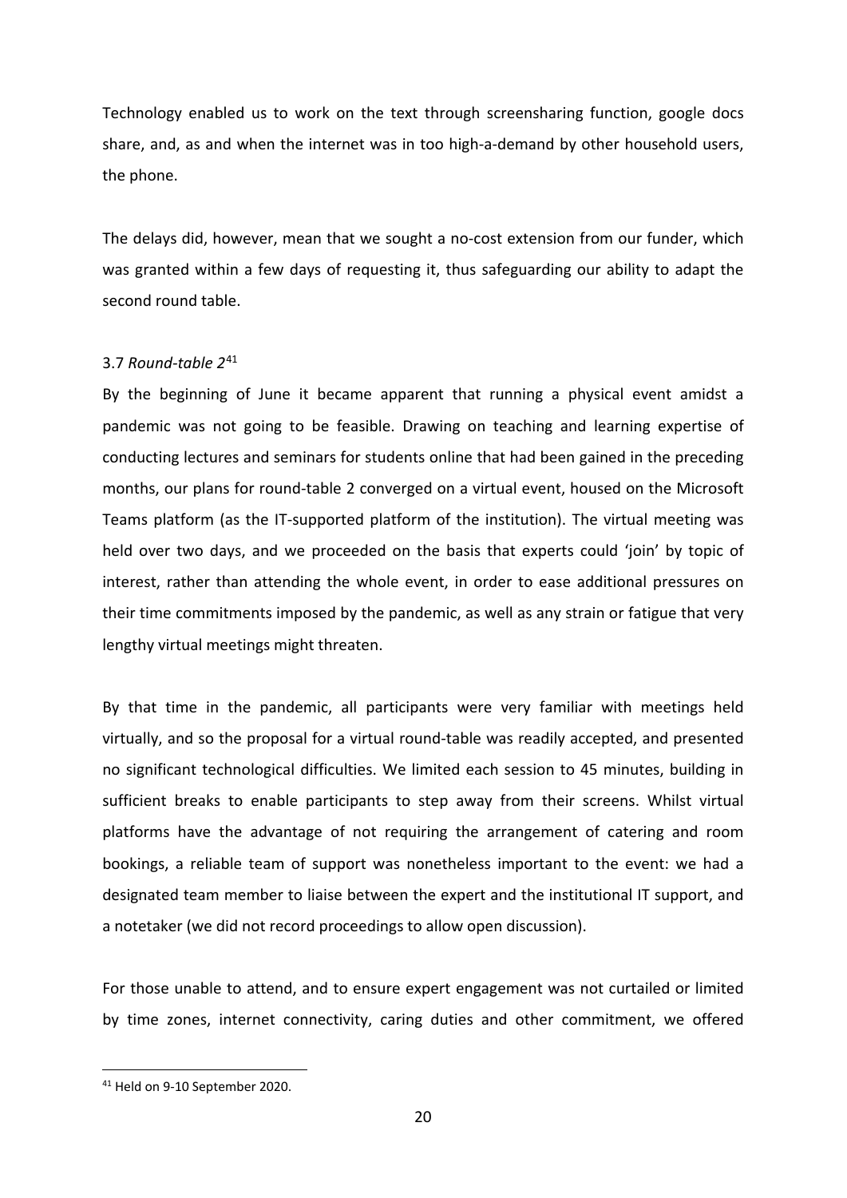Technology enabled us to work on the text through screensharing function, google docs share, and, as and when the internet was in too high-a-demand by other household users, the phone.

The delays did, however, mean that we sought a no-cost extension from our funder, which was granted within a few days of requesting it, thus safeguarding our ability to adapt the second round table.

### 3.7 *Round-table 2*[41]

By the beginning of June it became apparent that running a physical event amidst a pandemic was not going to be feasible. Drawing on teaching and learning expertise of conducting lectures and seminars for students online that had been gained in the preceding months, our plans for round-table 2 converged on a virtual event, housed on the Microsoft Teams platform (as the IT-supported platform of the institution). The virtual meeting was held over two days, and we proceeded on the basis that experts could 'join' by topic of interest, rather than attending the whole event, in order to ease additional pressures on their time commitments imposed by the pandemic, as well as any strain or fatigue that very lengthy virtual meetings might threaten.

By that time in the pandemic, all participants were very familiar with meetings held virtually, and so the proposal for a virtual round-table was readily accepted, and presented no significant technological difficulties. We limited each session to 45 minutes, building in sufficient breaks to enable participants to step away from their screens. Whilst virtual platforms have the advantage of not requiring the arrangement of catering and room bookings, a reliable team of support was nonetheless important to the event: we had a designated team member to liaise between the expert and the institutional IT support, and a notetaker (we did not record proceedings to allow open discussion).

For those unable to attend, and to ensure expert engagement was not curtailed or limited by time zones, internet connectivity, caring duties and other commitment, we offered

[41] Held on 9-10 September 2020.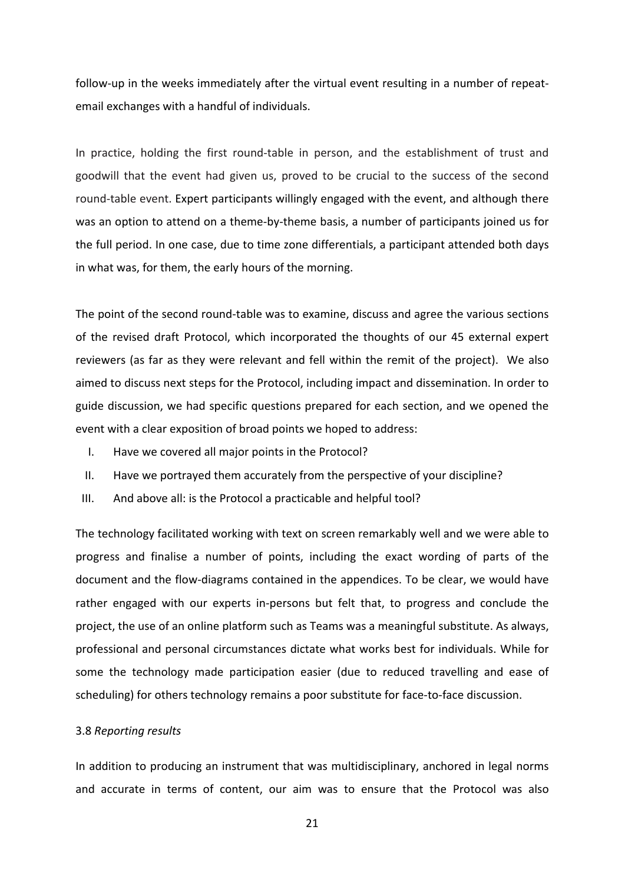follow-up in the weeks immediately after the virtual event resulting in a number of repeat-email exchanges with a handful of individuals.

In practice, holding the first round-table in person, and the establishment of trust and goodwill that the event had given us, proved to be crucial to the success of the second round-table event. Expert participants willingly engaged with the event, and although there was an option to attend on a theme-by-theme basis, a number of participants joined us for the full period. In one case, due to time zone differentials, a participant attended both days in what was, for them, the early hours of the morning.

The point of the second round-table was to examine, discuss and agree the various sections of the revised draft Protocol, which incorporated the thoughts of our 45 external expert reviewers (as far as they were relevant and fell within the remit of the project). We also aimed to discuss next steps for the Protocol, including impact and dissemination. In order to guide discussion, we had specific questions prepared for each section, and we opened the event with a clear exposition of broad points we hoped to address:

I. Have we covered all major points in the Protocol?
II. Have we portrayed them accurately from the perspective of your discipline?
III. And above all: is the Protocol a practicable and helpful tool?

The technology facilitated working with text on screen remarkably well and we were able to progress and finalise a number of points, including the exact wording of parts of the document and the flow-diagrams contained in the appendices. To be clear, we would have rather engaged with our experts in-persons but felt that, to progress and conclude the project, the use of an online platform such as Teams was a meaningful substitute. As always, professional and personal circumstances dictate what works best for individuals. While for some the technology made participation easier (due to reduced travelling and ease of scheduling) for others technology remains a poor substitute for face-to-face discussion.

3.8 *Reporting results*

In addition to producing an instrument that was multidisciplinary, anchored in legal norms and accurate in terms of content, our aim was to ensure that the Protocol was also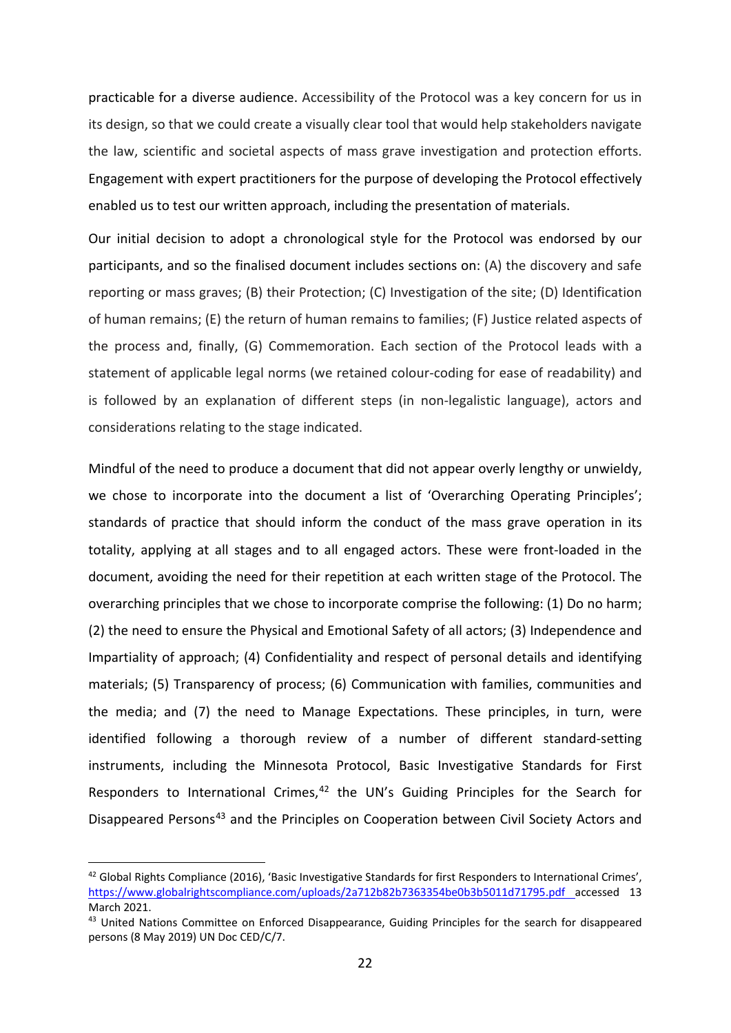practicable for a diverse audience. Accessibility of the Protocol was a key concern for us in its design, so that we could create a visually clear tool that would help stakeholders navigate the law, scientific and societal aspects of mass grave investigation and protection efforts. Engagement with expert practitioners for the purpose of developing the Protocol effectively enabled us to test our written approach, including the presentation of materials.

Our initial decision to adopt a chronological style for the Protocol was endorsed by our participants, and so the finalised document includes sections on: (A) the discovery and safe reporting or mass graves; (B) their Protection; (C) Investigation of the site; (D) Identification of human remains; (E) the return of human remains to families; (F) Justice related aspects of the process and, finally, (G) Commemoration. Each section of the Protocol leads with a statement of applicable legal norms (we retained colour-coding for ease of readability) and is followed by an explanation of different steps (in non-legalistic language), actors and considerations relating to the stage indicated.

Mindful of the need to produce a document that did not appear overly lengthy or unwieldy, we chose to incorporate into the document a list of 'Overarching Operating Principles'; standards of practice that should inform the conduct of the mass grave operation in its totality, applying at all stages and to all engaged actors. These were front-loaded in the document, avoiding the need for their repetition at each written stage of the Protocol. The overarching principles that we chose to incorporate comprise the following: (1) Do no harm; (2) the need to ensure the Physical and Emotional Safety of all actors; (3) Independence and Impartiality of approach; (4) Confidentiality and respect of personal details and identifying materials; (5) Transparency of process; (6) Communication with families, communities and the media; and (7) the need to Manage Expectations. These principles, in turn, were identified following a thorough review of a number of different standard-setting instruments, including the Minnesota Protocol, Basic Investigative Standards for First Responders to International Crimes,[42] the UN's Guiding Principles for the Search for Disappeared Persons[43] and the Principles on Cooperation between Civil Society Actors and

---

[42] Global Rights Compliance (2016), 'Basic Investigative Standards for first Responders to International Crimes', https://www.globalrightscompliance.com/uploads/2a712b82b7363354be0b3b5011d71795.pdf accessed 13 March 2021.

[43] United Nations Committee on Enforced Disappearance, Guiding Principles for the search for disappeared persons (8 May 2019) UN Doc CED/C/7.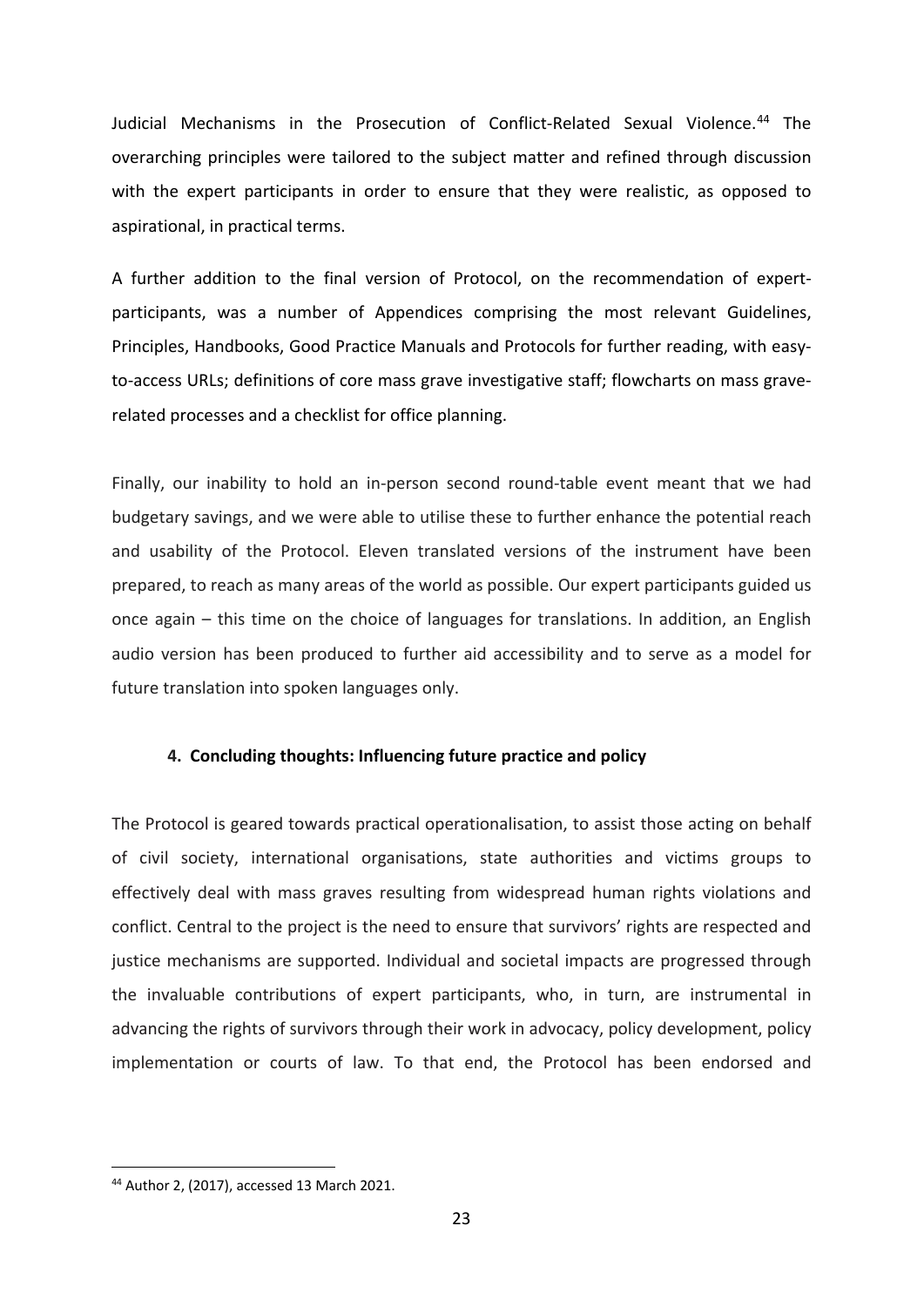Judicial Mechanisms in the Prosecution of Conflict-Related Sexual Violence.[44] The overarching principles were tailored to the subject matter and refined through discussion with the expert participants in order to ensure that they were realistic, as opposed to aspirational, in practical terms.

A further addition to the final version of Protocol, on the recommendation of expert-participants, was a number of Appendices comprising the most relevant Guidelines, Principles, Handbooks, Good Practice Manuals and Protocols for further reading, with easy-to-access URLs; definitions of core mass grave investigative staff; flowcharts on mass grave-related processes and a checklist for office planning.

Finally, our inability to hold an in-person second round-table event meant that we had budgetary savings, and we were able to utilise these to further enhance the potential reach and usability of the Protocol. Eleven translated versions of the instrument have been prepared, to reach as many areas of the world as possible. Our expert participants guided us once again – this time on the choice of languages for translations. In addition, an English audio version has been produced to further aid accessibility and to serve as a model for future translation into spoken languages only.

## 4. Concluding thoughts: Influencing future practice and policy

The Protocol is geared towards practical operationalisation, to assist those acting on behalf of civil society, international organisations, state authorities and victims groups to effectively deal with mass graves resulting from widespread human rights violations and conflict. Central to the project is the need to ensure that survivors' rights are respected and justice mechanisms are supported. Individual and societal impacts are progressed through the invaluable contributions of expert participants, who, in turn, are instrumental in advancing the rights of survivors through their work in advocacy, policy development, policy implementation or courts of law. To that end, the Protocol has been endorsed and

[44] Author 2, (2017), accessed 13 March 2021.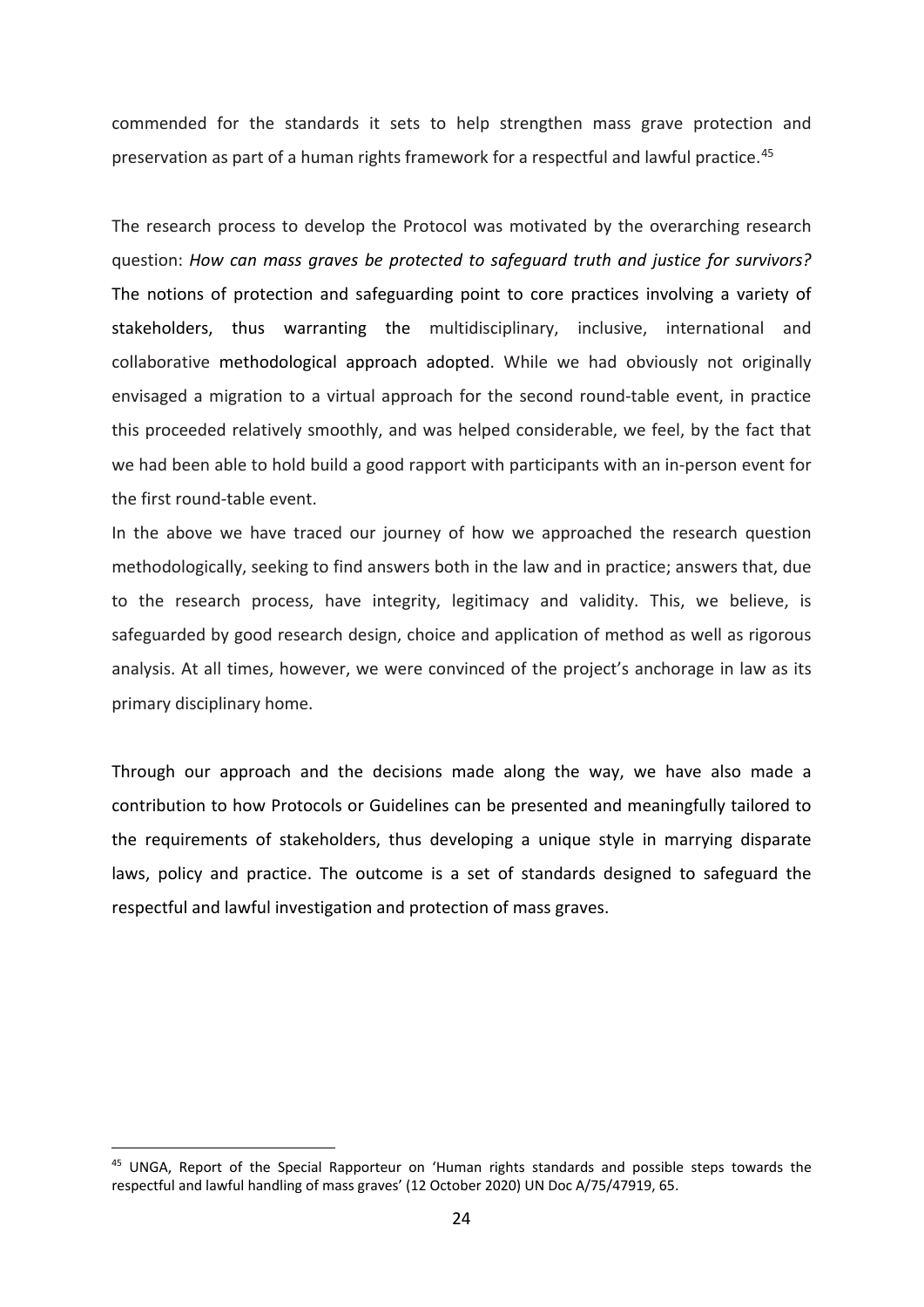commended for the standards it sets to help strengthen mass grave protection and preservation as part of a human rights framework for a respectful and lawful practice.[45]

The research process to develop the Protocol was motivated by the overarching research question: *How can mass graves be protected to safeguard truth and justice for survivors?* The notions of protection and safeguarding point to core practices involving a variety of stakeholders, thus warranting the multidisciplinary, inclusive, international and collaborative methodological approach adopted. While we had obviously not originally envisaged a migration to a virtual approach for the second round-table event, in practice this proceeded relatively smoothly, and was helped considerable, we feel, by the fact that we had been able to hold build a good rapport with participants with an in-person event for the first round-table event.

In the above we have traced our journey of how we approached the research question methodologically, seeking to find answers both in the law and in practice; answers that, due to the research process, have integrity, legitimacy and validity. This, we believe, is safeguarded by good research design, choice and application of method as well as rigorous analysis. At all times, however, we were convinced of the project's anchorage in law as its primary disciplinary home.

Through our approach and the decisions made along the way, we have also made a contribution to how Protocols or Guidelines can be presented and meaningfully tailored to the requirements of stakeholders, thus developing a unique style in marrying disparate laws, policy and practice. The outcome is a set of standards designed to safeguard the respectful and lawful investigation and protection of mass graves.

[45] UNGA, Report of the Special Rapporteur on 'Human rights standards and possible steps towards the respectful and lawful handling of mass graves' (12 October 2020) UN Doc A/75/47919, 65.